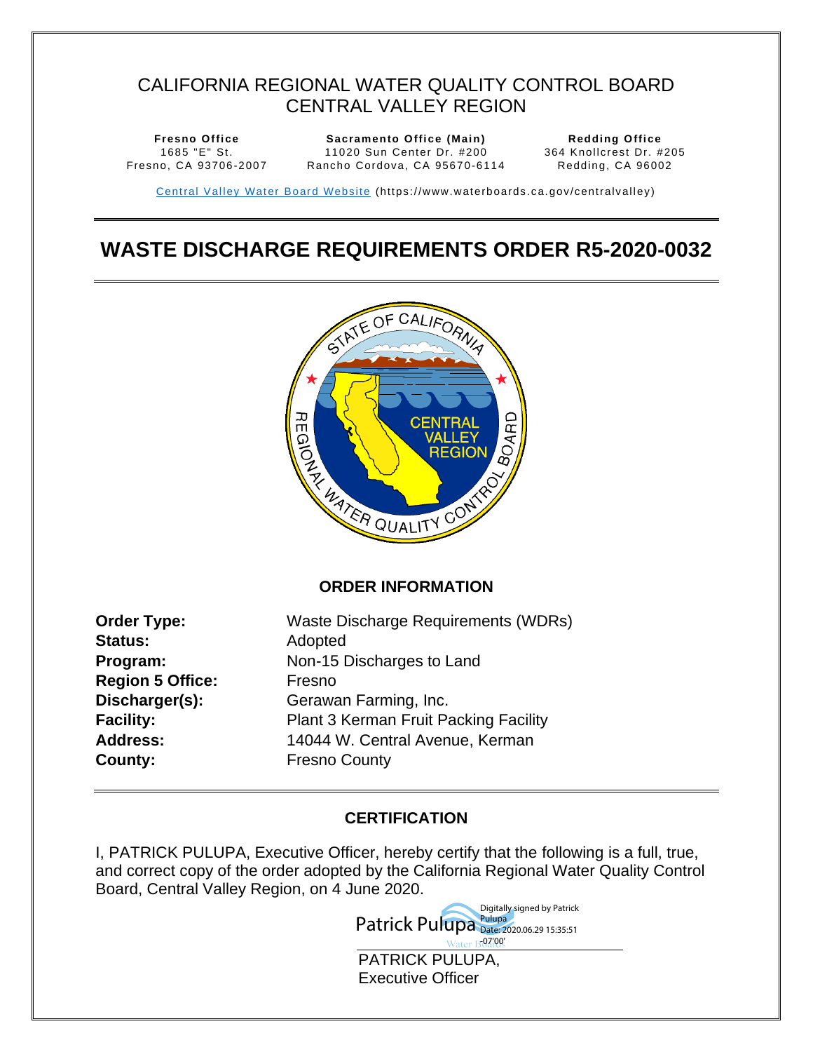# CALIFORNIA REGIONAL WATER QUALITY CONTROL BOARD
# CENTRAL VALLEY REGION

**Fresno Office**
1685 "E" St.
Fresno, CA 93706-2007

**Sacramento Office (Main)**
11020 Sun Center Dr. #200
Rancho Cordova, CA 95670-6114

**Redding Office**
364 Knollcrest Dr. #205
Redding, CA 96002

Central Valley Water Board Website (https://www.waterboards.ca.gov/centralvalley)

# WASTE DISCHARGE REQUIREMENTS ORDER R5-2020-0032

## ORDER INFORMATION

**Order Type:** Waste Discharge Requirements (WDRs)
**Status:** Adopted
**Program:** Non-15 Discharges to Land
**Region 5 Office:** Fresno
**Discharger(s):** Gerawan Farming, Inc.
**Facility:** Plant 3 Kerman Fruit Packing Facility
**Address:** 14044 W. Central Avenue, Kerman
**County:** Fresno County

## CERTIFICATION

I, PATRICK PULUPA, Executive Officer, hereby certify that the following is a full, true, and correct copy of the order adopted by the California Regional Water Quality Control Board, Central Valley Region, on 4 June 2020.

Patrick Pulupa Digitally signed by Patrick Pulupa Date: 2020.06.29 15:35:51 -07'00'

PATRICK PULUPA,
Executive Officer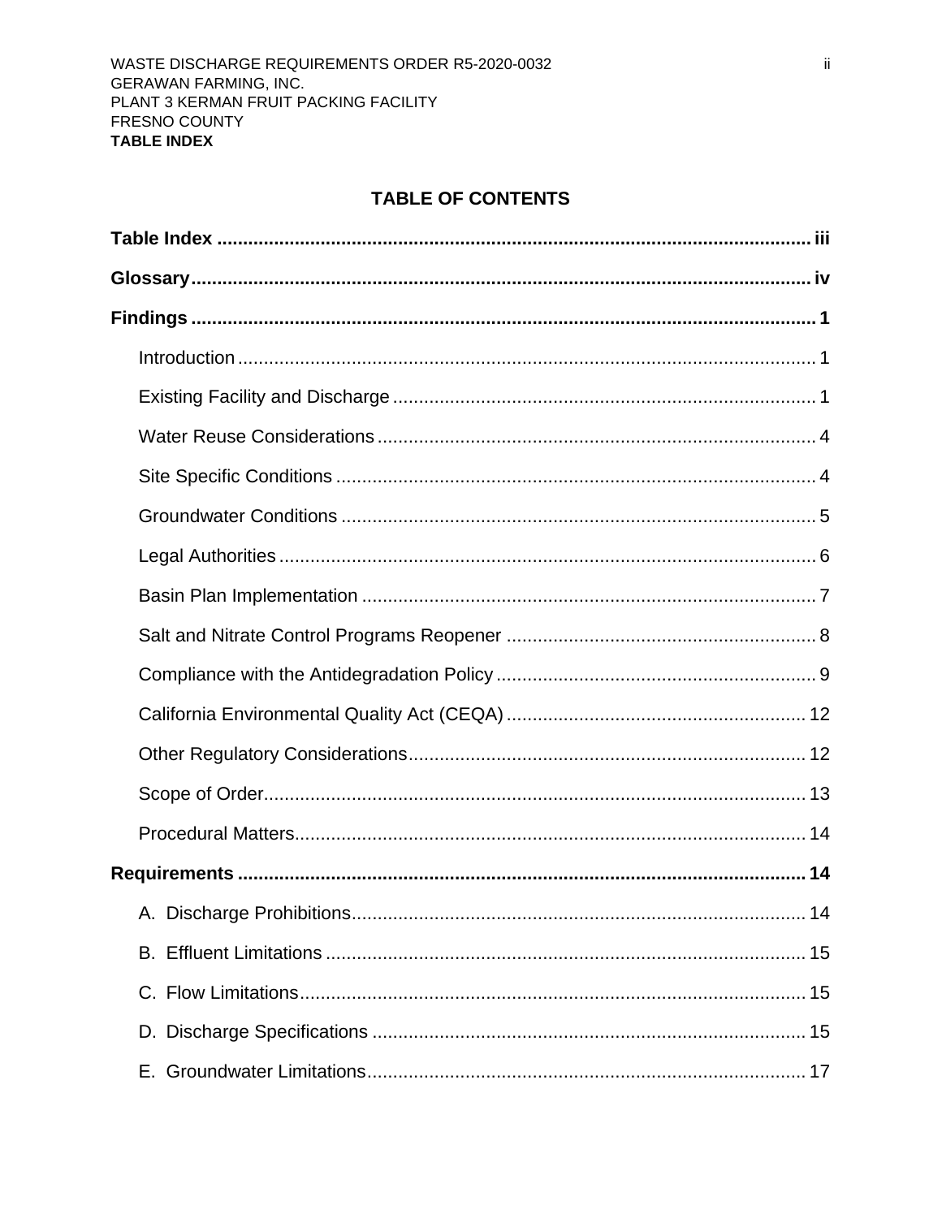## TABLE OF CONTENTS

**Table Index** ..... iii

**Glossary** ..... iv

**Findings** ..... 1

- Introduction ..... 1
- Existing Facility and Discharge ..... 1
- Water Reuse Considerations ..... 4
- Site Specific Conditions ..... 4
- Groundwater Conditions ..... 5
- Legal Authorities ..... 6
- Basin Plan Implementation ..... 7
- Salt and Nitrate Control Programs Reopener ..... 8
- Compliance with the Antidegradation Policy ..... 9
- California Environmental Quality Act (CEQA) ..... 12
- Other Regulatory Considerations ..... 12
- Scope of Order ..... 13
- Procedural Matters ..... 14

**Requirements** ..... 14

- A. Discharge Prohibitions ..... 14
- B. Effluent Limitations ..... 15
- C. Flow Limitations ..... 15
- D. Discharge Specifications ..... 15
- E. Groundwater Limitations ..... 17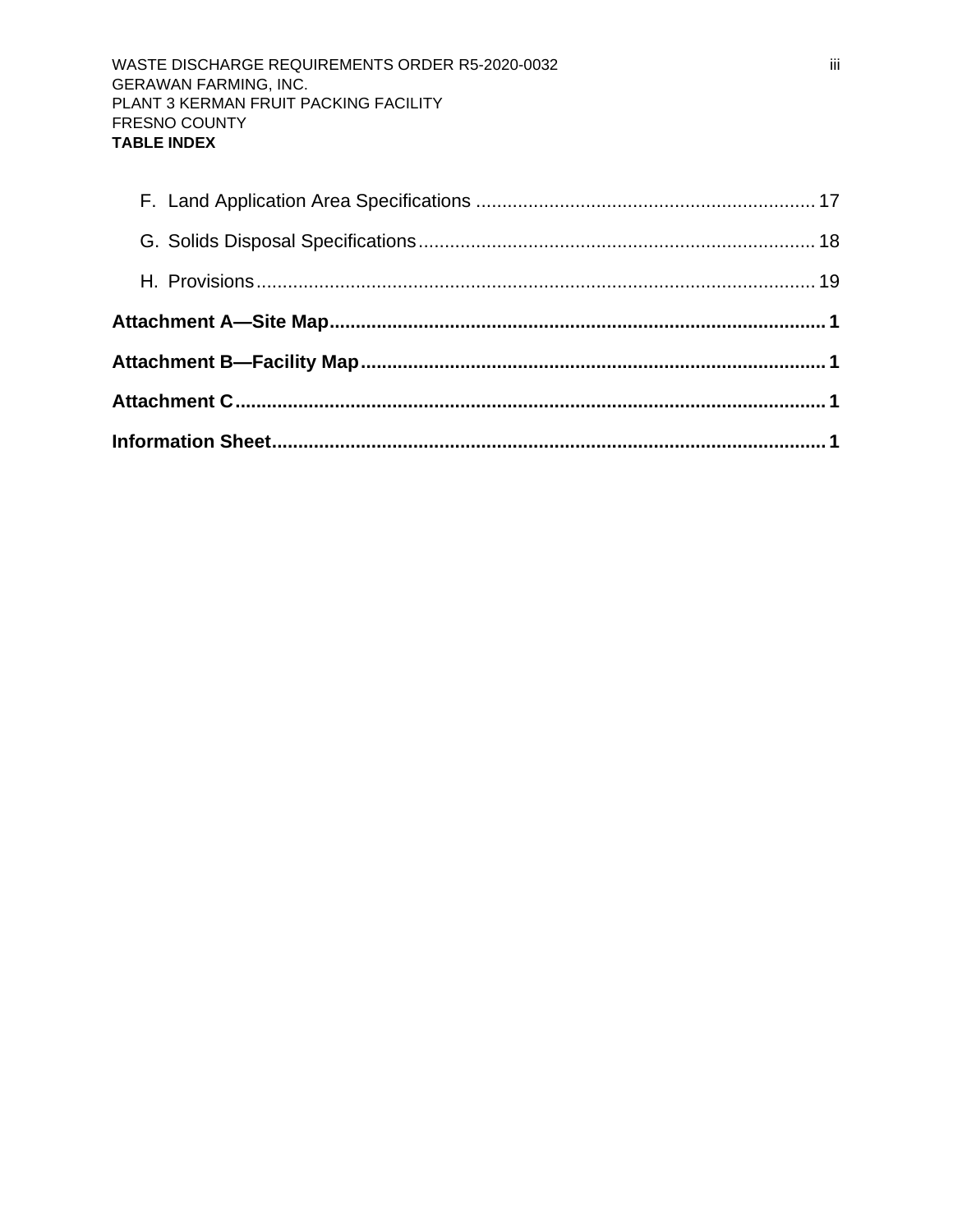F. Land Application Area Specifications ................................................................ 17

G. Solids Disposal Specifications ........................................................................... 18

H. Provisions .......................................................................................................... 19

**Attachment A—Site Map............................................................................................ 1**

**Attachment B—Facility Map....................................................................................... 1**

**Attachment C.............................................................................................................. 1**

**Information Sheet....................................................................................................... 1**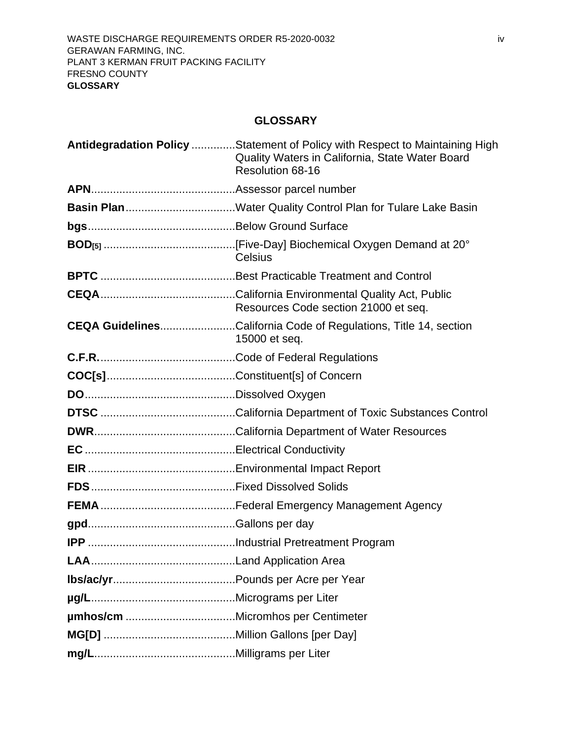# GLOSSARY

**Antidegradation Policy** .............Statement of Policy with Respect to Maintaining High Quality Waters in California, State Water Board Resolution 68-16

**APN**.............................................Assessor parcel number

**Basin Plan**..................................Water Quality Control Plan for Tulare Lake Basin

**bgs**..............................................Below Ground Surface

**$BOD_{[5]}$** ..........................................[Five-Day] Biochemical Oxygen Demand at 20° Celsius

**BPTC** ..........................................Best Practicable Treatment and Control

**CEQA**..........................................California Environmental Quality Act, Public Resources Code section 21000 et seq.

**CEQA Guidelines**........................California Code of Regulations, Title 14, section 15000 et seq.

**C.F.R.**...........................................Code of Federal Regulations

**COC[s]**.........................................Constituent[s] of Concern

**DO**................................................Dissolved Oxygen

**DTSC** ..........................................California Department of Toxic Substances Control

**DWR**............................................California Department of Water Resources

**EC** ................................................Electrical Conductivity

**EIR** ...............................................Environmental Impact Report

**FDS**..............................................Fixed Dissolved Solids

**FEMA** ...........................................Federal Emergency Management Agency

**gpd**..............................................Gallons per day

**IPP** ...............................................Industrial Pretreatment Program

**LAA**..............................................Land Application Area

**lbs/ac/yr**.......................................Pounds per Acre per Year

**µg/L**.............................................Micrograms per Liter

**µmhos/cm** ...................................Micromhos per Centimeter

**MG[D]** ..........................................Million Gallons [per Day]

**mg/L**............................................Milligrams per Liter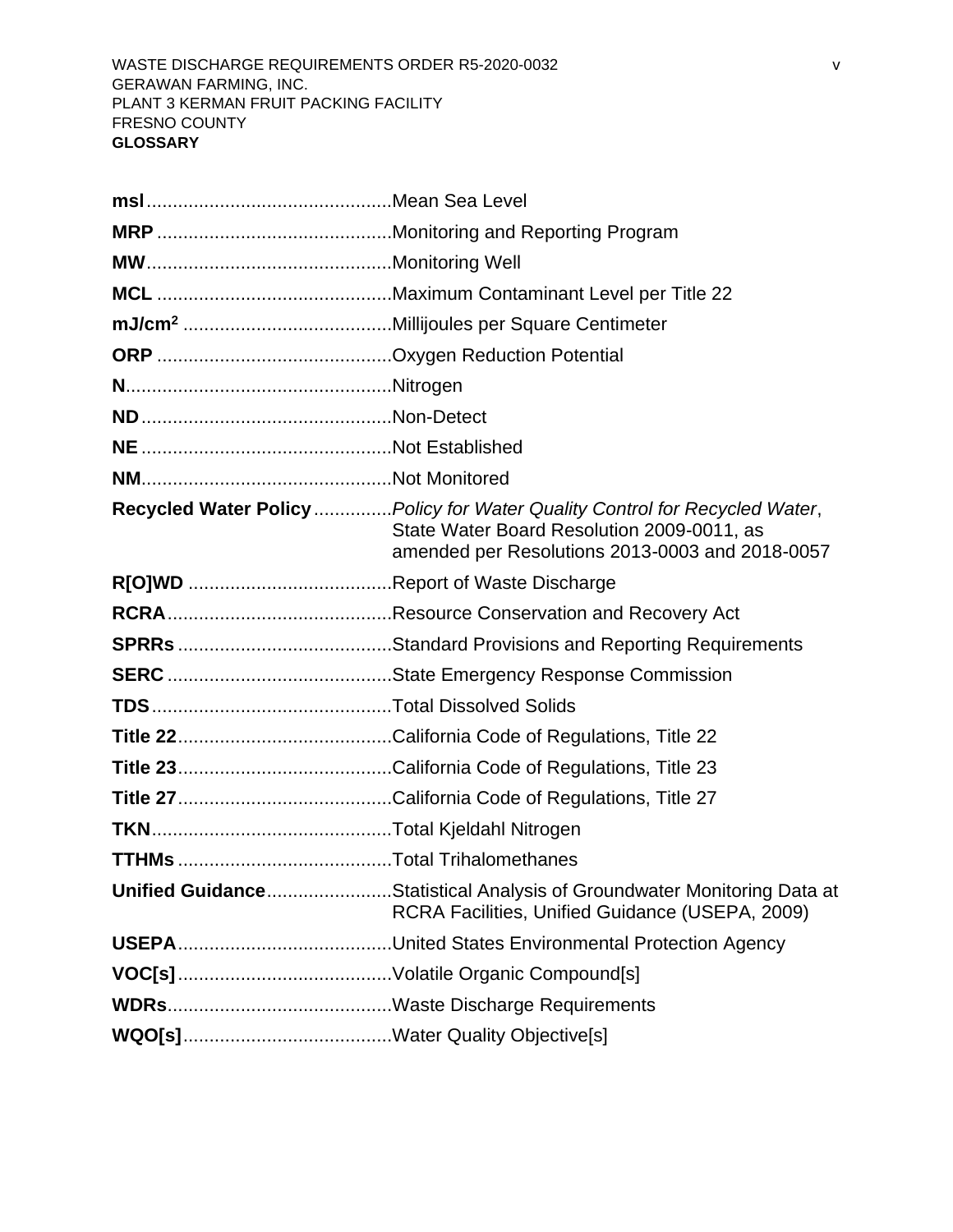**msl**...............................................Mean Sea Level

**MRP** .............................................Monitoring and Reporting Program

**MW**...............................................Monitoring Well

**MCL** .............................................Maximum Contaminant Level per Title 22

**mJ/cm²** ........................................Millijoules per Square Centimeter

**ORP** .............................................Oxygen Reduction Potential

**N**...................................................Nitrogen

**ND**................................................Non-Detect

**NE** ................................................Not Established

**NM**................................................Not Monitored

**Recycled Water Policy**...............*Policy for Water Quality Control for Recycled Water*, State Water Board Resolution 2009-0011, as amended per Resolutions 2013-0003 and 2018-0057

**R[O]WD** .......................................Report of Waste Discharge

**RCRA**...........................................Resource Conservation and Recovery Act

**SPRRs** .........................................Standard Provisions and Reporting Requirements

**SERC** ...........................................State Emergency Response Commission

**TDS**..............................................Total Dissolved Solids

**Title 22**.........................................California Code of Regulations, Title 22

**Title 23**.........................................California Code of Regulations, Title 23

**Title 27**.........................................California Code of Regulations, Title 27

**TKN**..............................................Total Kjeldahl Nitrogen

**TTHMs** .........................................Total Trihalomethanes

**Unified Guidance**........................Statistical Analysis of Groundwater Monitoring Data at RCRA Facilities, Unified Guidance (USEPA, 2009)

**USEPA**.........................................United States Environmental Protection Agency

**VOC[s]**.........................................Volatile Organic Compound[s]

**WDRs**...........................................Waste Discharge Requirements

**WQO[s]**........................................Water Quality Objective[s]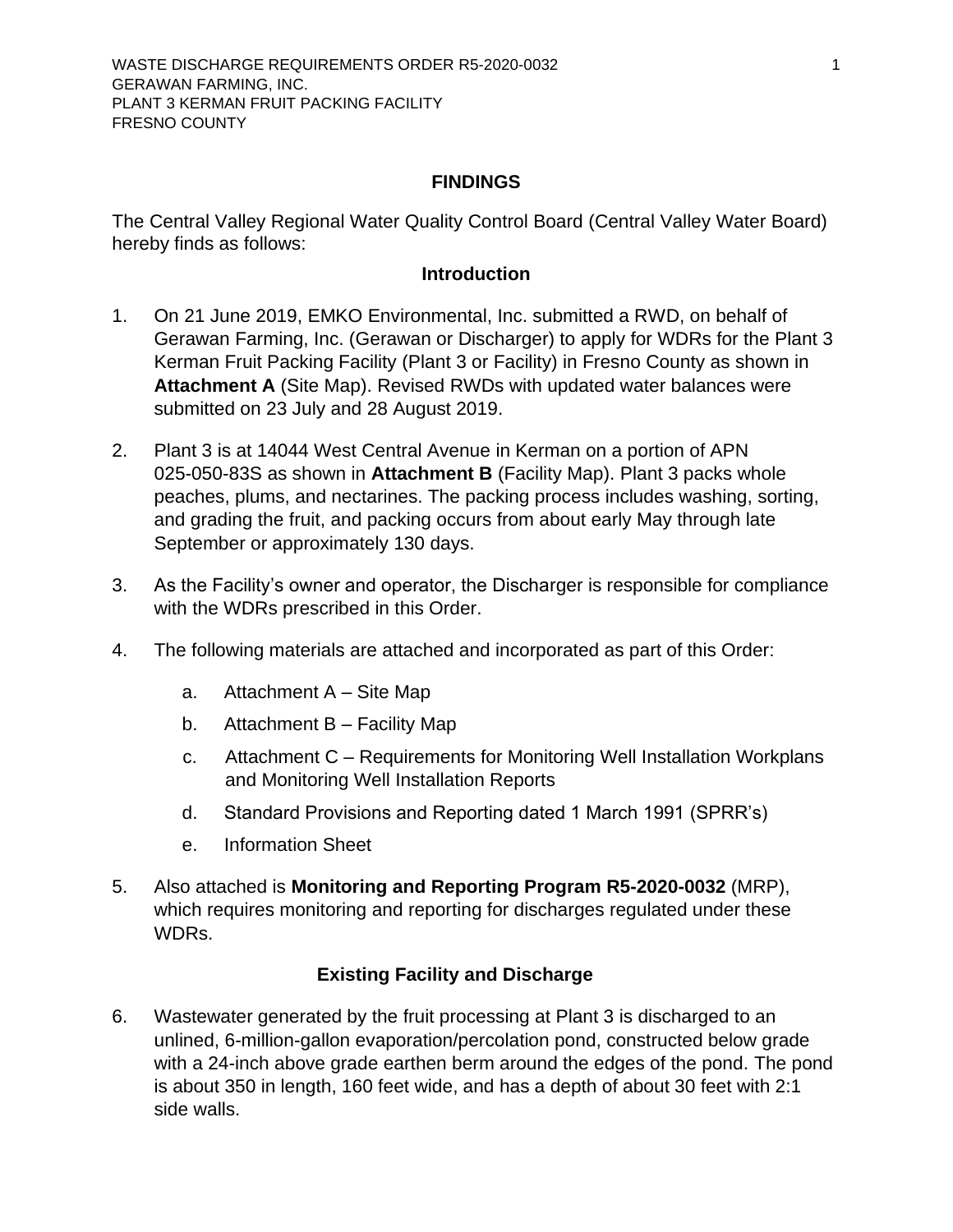## FINDINGS

The Central Valley Regional Water Quality Control Board (Central Valley Water Board) hereby finds as follows:

### Introduction

1. On 21 June 2019, EMKO Environmental, Inc. submitted a RWD, on behalf of Gerawan Farming, Inc. (Gerawan or Discharger) to apply for WDRs for the Plant 3 Kerman Fruit Packing Facility (Plant 3 or Facility) in Fresno County as shown in **Attachment A** (Site Map). Revised RWDs with updated water balances were submitted on 23 July and 28 August 2019.

2. Plant 3 is at 14044 West Central Avenue in Kerman on a portion of APN 025-050-83S as shown in **Attachment B** (Facility Map). Plant 3 packs whole peaches, plums, and nectarines. The packing process includes washing, sorting, and grading the fruit, and packing occurs from about early May through late September or approximately 130 days.

3. As the Facility's owner and operator, the Discharger is responsible for compliance with the WDRs prescribed in this Order.

4. The following materials are attached and incorporated as part of this Order:

   a. Attachment A – Site Map

   b. Attachment B – Facility Map

   c. Attachment C – Requirements for Monitoring Well Installation Workplans and Monitoring Well Installation Reports

   d. Standard Provisions and Reporting dated 1 March 1991 (SPRR's)

   e. Information Sheet

5. Also attached is **Monitoring and Reporting Program R5-2020-0032** (MRP), which requires monitoring and reporting for discharges regulated under these WDRs.

### Existing Facility and Discharge

6. Wastewater generated by the fruit processing at Plant 3 is discharged to an unlined, 6-million-gallon evaporation/percolation pond, constructed below grade with a 24-inch above grade earthen berm around the edges of the pond. The pond is about 350 in length, 160 feet wide, and has a depth of about 30 feet with 2:1 side walls.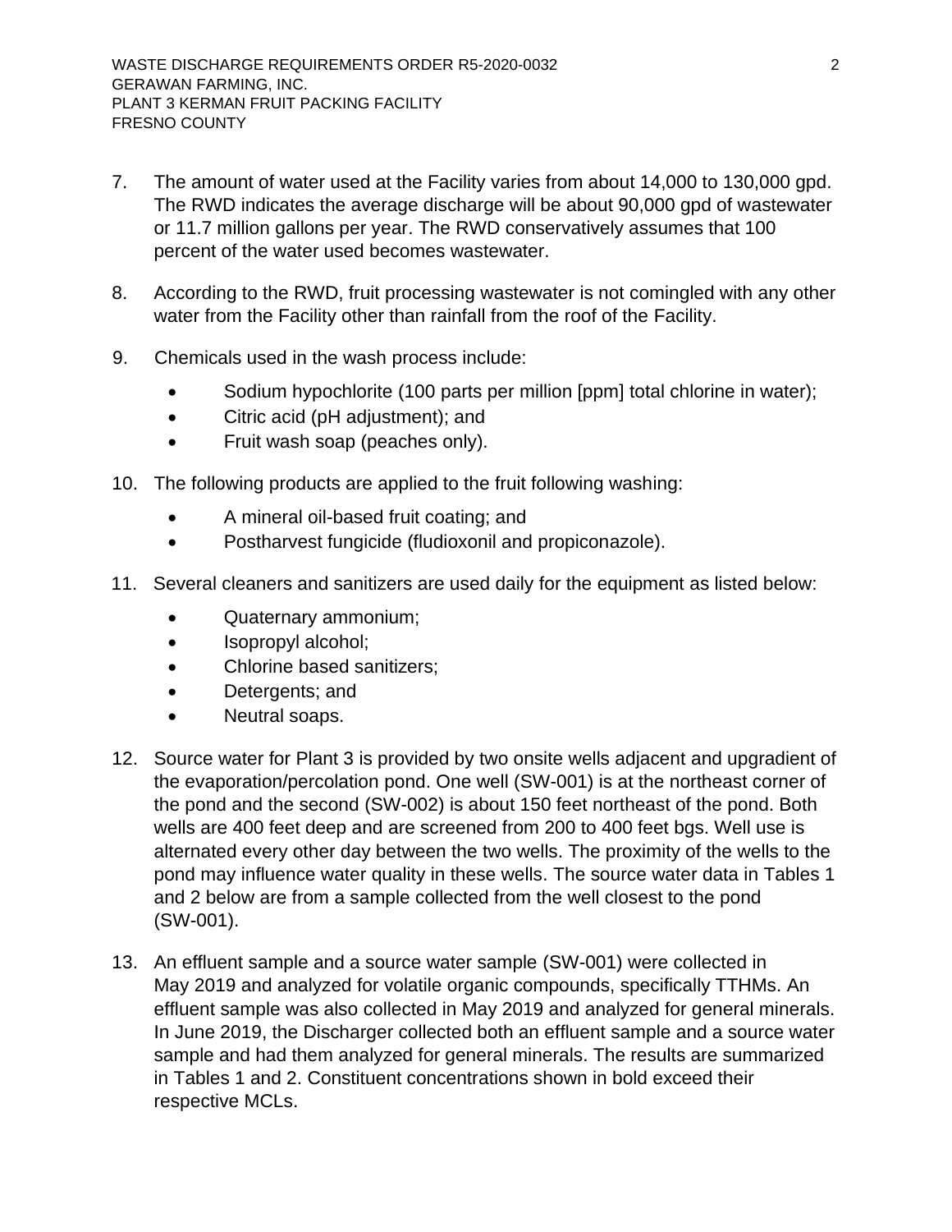7. The amount of water used at the Facility varies from about 14,000 to 130,000 gpd. The RWD indicates the average discharge will be about 90,000 gpd of wastewater or 11.7 million gallons per year. The RWD conservatively assumes that 100 percent of the water used becomes wastewater.

8. According to the RWD, fruit processing wastewater is not comingled with any other water from the Facility other than rainfall from the roof of the Facility.

9. Chemicals used in the wash process include:

   - Sodium hypochlorite (100 parts per million [ppm] total chlorine in water);
   - Citric acid (pH adjustment); and
   - Fruit wash soap (peaches only).

10. The following products are applied to the fruit following washing:

    - A mineral oil-based fruit coating; and
    - Postharvest fungicide (fludioxonil and propiconazole).

11. Several cleaners and sanitizers are used daily for the equipment as listed below:

    - Quaternary ammonium;
    - Isopropyl alcohol;
    - Chlorine based sanitizers;
    - Detergents; and
    - Neutral soaps.

12. Source water for Plant 3 is provided by two onsite wells adjacent and upgradient of the evaporation/percolation pond. One well (SW-001) is at the northeast corner of the pond and the second (SW-002) is about 150 feet northeast of the pond. Both wells are 400 feet deep and are screened from 200 to 400 feet bgs. Well use is alternated every other day between the two wells. The proximity of the wells to the pond may influence water quality in these wells. The source water data in Tables 1 and 2 below are from a sample collected from the well closest to the pond (SW-001).

13. An effluent sample and a source water sample (SW-001) were collected in May 2019 and analyzed for volatile organic compounds, specifically TTHMs. An effluent sample was also collected in May 2019 and analyzed for general minerals. In June 2019, the Discharger collected both an effluent sample and a source water sample and had them analyzed for general minerals. The results are summarized in Tables 1 and 2. Constituent concentrations shown in bold exceed their respective MCLs.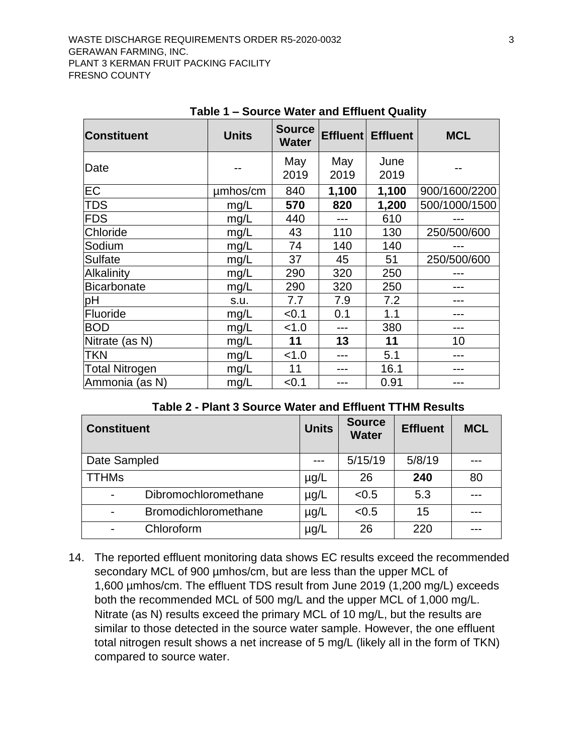**Table 1 – Source Water and Effluent Quality**

| Constituent | Units | Source Water | Effluent | Effluent | MCL |
|---|---|---|---|---|---|
| Date | -- | May 2019 | May 2019 | June 2019 | -- |
| EC | µmhos/cm | 840 | **1,100** | **1,100** | 900/1600/2200 |
| TDS | mg/L | **570** | **820** | **1,200** | 500/1000/1500 |
| FDS | mg/L | 440 | --- | 610 | --- |
| Chloride | mg/L | 43 | 110 | 130 | 250/500/600 |
| Sodium | mg/L | 74 | 140 | 140 | --- |
| Sulfate | mg/L | 37 | 45 | 51 | 250/500/600 |
| Alkalinity | mg/L | 290 | 320 | 250 | --- |
| Bicarbonate | mg/L | 290 | 320 | 250 | --- |
| pH | s.u. | 7.7 | 7.9 | 7.2 | --- |
| Fluoride | mg/L | <0.1 | 0.1 | 1.1 | --- |
| BOD | mg/L | <1.0 | --- | 380 | --- |
| Nitrate (as N) | mg/L | **11** | **13** | **11** | 10 |
| TKN | mg/L | <1.0 | --- | 5.1 | --- |
| Total Nitrogen | mg/L | 11 | --- | 16.1 | --- |
| Ammonia (as N) | mg/L | <0.1 | --- | 0.91 | --- |

**Table 2 - Plant 3 Source Water and Effluent TTHM Results**

| Constituent | Units | Source Water | Effluent | MCL |
|---|---|---|---|---|
| Date Sampled | --- | 5/15/19 | 5/8/19 | --- |
| TTHMs | µg/L | 26 | **240** | 80 |
| - Dibromochloromethane | µg/L | <0.5 | 5.3 | --- |
| - Bromodichloromethane | µg/L | <0.5 | 15 | --- |
| - Chloroform | µg/L | 26 | 220 | --- |

14. The reported effluent monitoring data shows EC results exceed the recommended secondary MCL of 900 µmhos/cm, but are less than the upper MCL of 1,600 µmhos/cm. The effluent TDS result from June 2019 (1,200 mg/L) exceeds both the recommended MCL of 500 mg/L and the upper MCL of 1,000 mg/L. Nitrate (as N) results exceed the primary MCL of 10 mg/L, but the results are similar to those detected in the source water sample. However, the one effluent total nitrogen result shows a net increase of 5 mg/L (likely all in the form of TKN) compared to source water.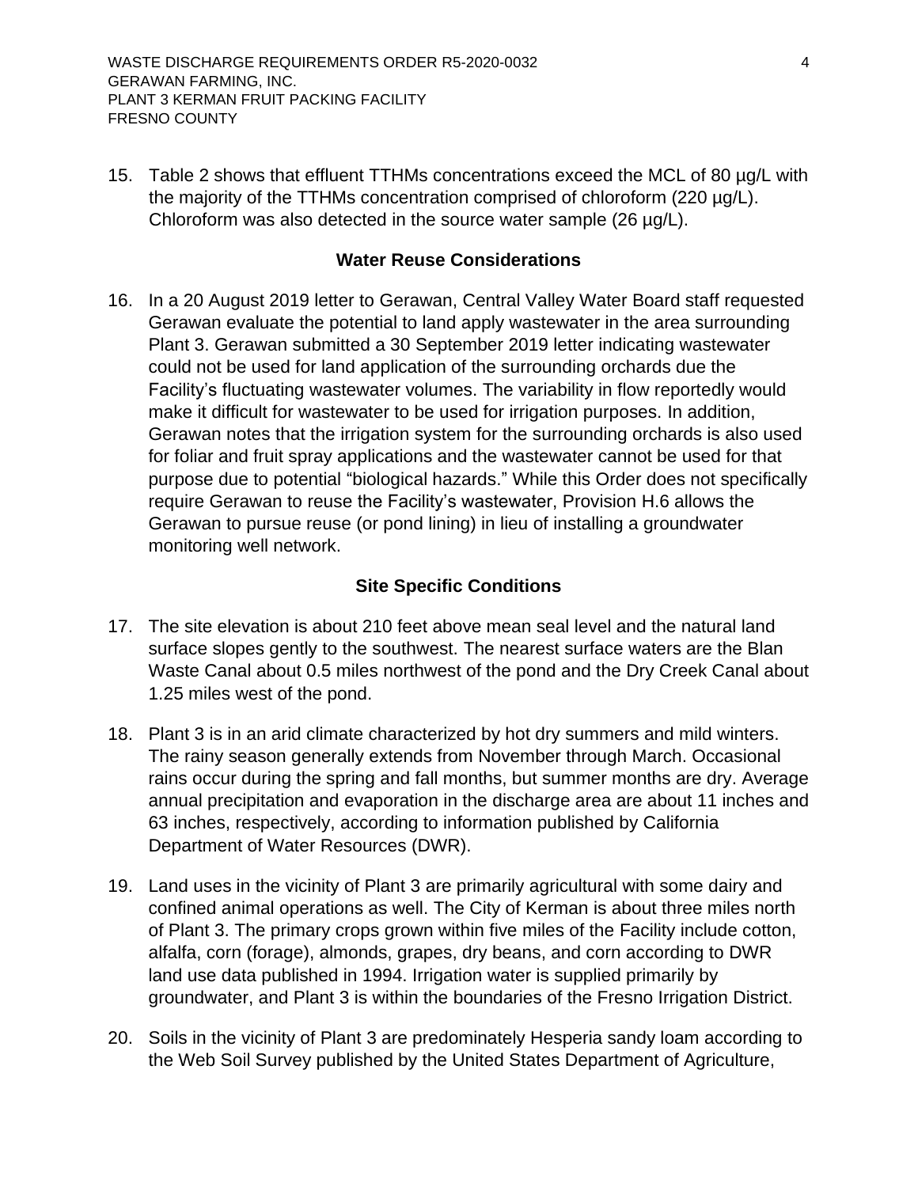15. Table 2 shows that effluent TTHMs concentrations exceed the MCL of 80 µg/L with the majority of the TTHMs concentration comprised of chloroform (220 µg/L). Chloroform was also detected in the source water sample (26 µg/L).

### Water Reuse Considerations

16. In a 20 August 2019 letter to Gerawan, Central Valley Water Board staff requested Gerawan evaluate the potential to land apply wastewater in the area surrounding Plant 3. Gerawan submitted a 30 September 2019 letter indicating wastewater could not be used for land application of the surrounding orchards due the Facility's fluctuating wastewater volumes. The variability in flow reportedly would make it difficult for wastewater to be used for irrigation purposes. In addition, Gerawan notes that the irrigation system for the surrounding orchards is also used for foliar and fruit spray applications and the wastewater cannot be used for that purpose due to potential "biological hazards." While this Order does not specifically require Gerawan to reuse the Facility's wastewater, Provision H.6 allows the Gerawan to pursue reuse (or pond lining) in lieu of installing a groundwater monitoring well network.

### Site Specific Conditions

17. The site elevation is about 210 feet above mean seal level and the natural land surface slopes gently to the southwest. The nearest surface waters are the Blan Waste Canal about 0.5 miles northwest of the pond and the Dry Creek Canal about 1.25 miles west of the pond.

18. Plant 3 is in an arid climate characterized by hot dry summers and mild winters. The rainy season generally extends from November through March. Occasional rains occur during the spring and fall months, but summer months are dry. Average annual precipitation and evaporation in the discharge area are about 11 inches and 63 inches, respectively, according to information published by California Department of Water Resources (DWR).

19. Land uses in the vicinity of Plant 3 are primarily agricultural with some dairy and confined animal operations as well. The City of Kerman is about three miles north of Plant 3. The primary crops grown within five miles of the Facility include cotton, alfalfa, corn (forage), almonds, grapes, dry beans, and corn according to DWR land use data published in 1994. Irrigation water is supplied primarily by groundwater, and Plant 3 is within the boundaries of the Fresno Irrigation District.

20. Soils in the vicinity of Plant 3 are predominately Hesperia sandy loam according to the Web Soil Survey published by the United States Department of Agriculture,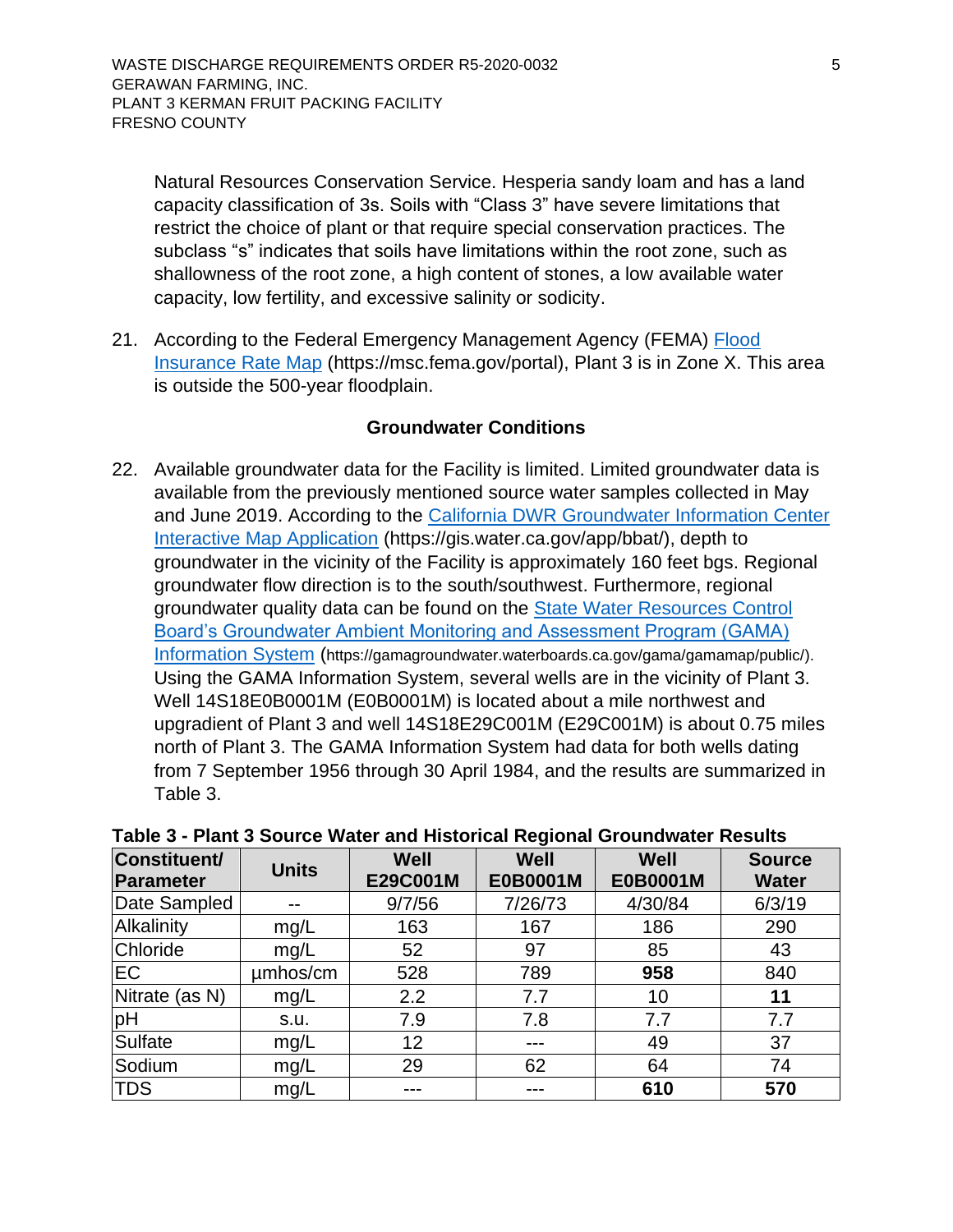Natural Resources Conservation Service. Hesperia sandy loam and has a land capacity classification of 3s. Soils with "Class 3" have severe limitations that restrict the choice of plant or that require special conservation practices. The subclass "s" indicates that soils have limitations within the root zone, such as shallowness of the root zone, a high content of stones, a low available water capacity, low fertility, and excessive salinity or sodicity.

21. According to the Federal Emergency Management Agency (FEMA) Flood Insurance Rate Map (https://msc.fema.gov/portal), Plant 3 is in Zone X. This area is outside the 500-year floodplain.

### Groundwater Conditions

22. Available groundwater data for the Facility is limited. Limited groundwater data is available from the previously mentioned source water samples collected in May and June 2019. According to the California DWR Groundwater Information Center Interactive Map Application (https://gis.water.ca.gov/app/bbat/), depth to groundwater in the vicinity of the Facility is approximately 160 feet bgs. Regional groundwater flow direction is to the south/southwest. Furthermore, regional groundwater quality data can be found on the State Water Resources Control Board's Groundwater Ambient Monitoring and Assessment Program (GAMA) Information System (https://gamagroundwater.waterboards.ca.gov/gama/gamamap/public/). Using the GAMA Information System, several wells are in the vicinity of Plant 3. Well 14S18E0B0001M (E0B0001M) is located about a mile northwest and upgradient of Plant 3 and well 14S18E29C001M (E29C001M) is about 0.75 miles north of Plant 3. The GAMA Information System had data for both wells dating from 7 September 1956 through 30 April 1984, and the results are summarized in Table 3.

**Table 3 - Plant 3 Source Water and Historical Regional Groundwater Results**

| Constituent/ Parameter | Units | Well E29C001M | Well E0B0001M | Well E0B0001M | Source Water |
|---|---|---|---|---|---|
| Date Sampled | -- | 9/7/56 | 7/26/73 | 4/30/84 | 6/3/19 |
| Alkalinity | mg/L | 163 | 167 | 186 | 290 |
| Chloride | mg/L | 52 | 97 | 85 | 43 |
| EC | µmhos/cm | 528 | 789 | **958** | 840 |
| Nitrate (as N) | mg/L | 2.2 | 7.7 | 10 | **11** |
| pH | s.u. | 7.9 | 7.8 | 7.7 | 7.7 |
| Sulfate | mg/L | 12 | --- | 49 | 37 |
| Sodium | mg/L | 29 | 62 | 64 | 74 |
| TDS | mg/L | --- | --- | **610** | **570** |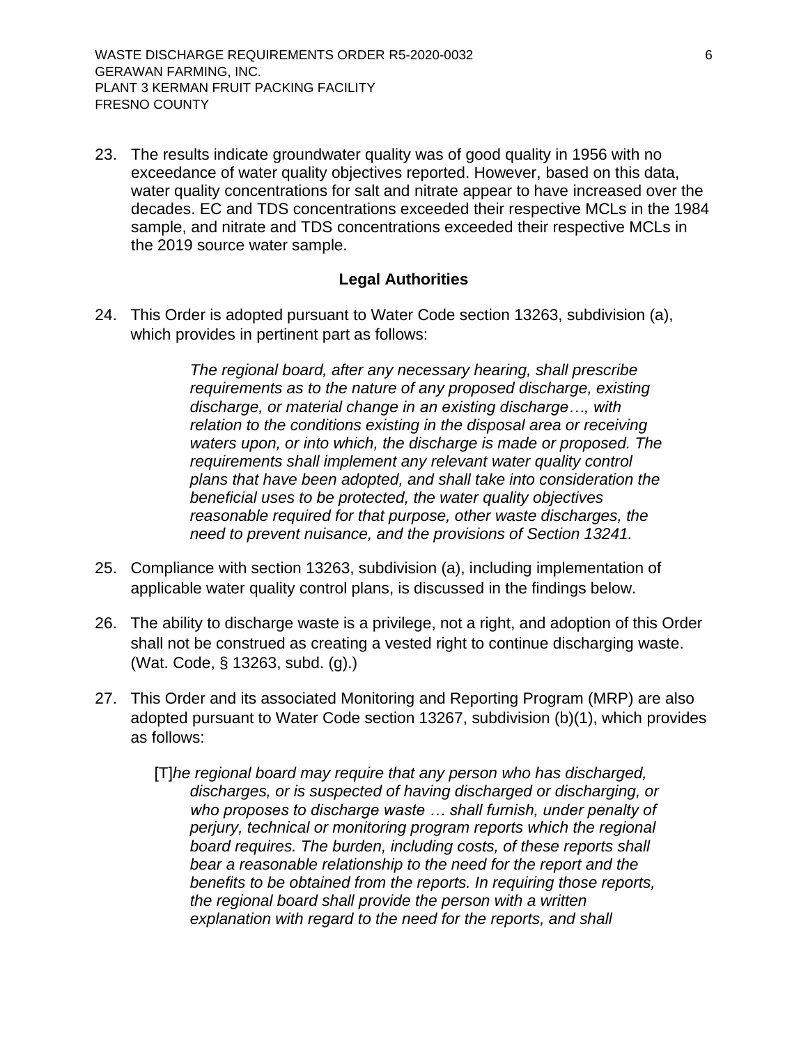23. The results indicate groundwater quality was of good quality in 1956 with no exceedance of water quality objectives reported. However, based on this data, water quality concentrations for salt and nitrate appear to have increased over the decades. EC and TDS concentrations exceeded their respective MCLs in the 1984 sample, and nitrate and TDS concentrations exceeded their respective MCLs in the 2019 source water sample.

### Legal Authorities

24. This Order is adopted pursuant to Water Code section 13263, subdivision (a), which provides in pertinent part as follows:

> *The regional board, after any necessary hearing, shall prescribe requirements as to the nature of any proposed discharge, existing discharge, or material change in an existing discharge…, with relation to the conditions existing in the disposal area or receiving waters upon, or into which, the discharge is made or proposed. The requirements shall implement any relevant water quality control plans that have been adopted, and shall take into consideration the beneficial uses to be protected, the water quality objectives reasonable required for that purpose, other waste discharges, the need to prevent nuisance, and the provisions of Section 13241.*

25. Compliance with section 13263, subdivision (a), including implementation of applicable water quality control plans, is discussed in the findings below.

26. The ability to discharge waste is a privilege, not a right, and adoption of this Order shall not be construed as creating a vested right to continue discharging waste. (Wat. Code, § 13263, subd. (g).)

27. This Order and its associated Monitoring and Reporting Program (MRP) are also adopted pursuant to Water Code section 13267, subdivision (b)(1), which provides as follows:

> [T]*he regional board may require that any person who has discharged, discharges, or is suspected of having discharged or discharging, or who proposes to discharge waste … shall furnish, under penalty of perjury, technical or monitoring program reports which the regional board requires. The burden, including costs, of these reports shall bear a reasonable relationship to the need for the report and the benefits to be obtained from the reports. In requiring those reports, the regional board shall provide the person with a written explanation with regard to the need for the reports, and shall*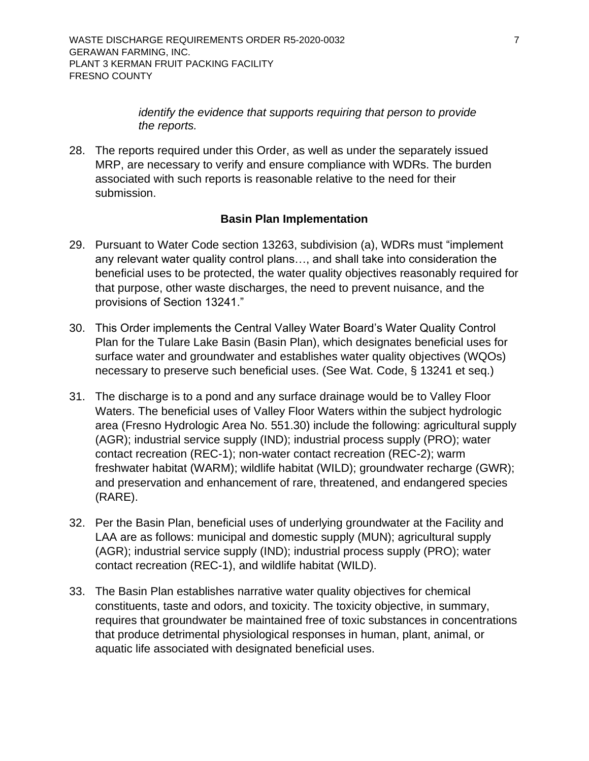*identify the evidence that supports requiring that person to provide the reports.*

28. The reports required under this Order, as well as under the separately issued MRP, are necessary to verify and ensure compliance with WDRs. The burden associated with such reports is reasonable relative to the need for their submission.

### Basin Plan Implementation

29. Pursuant to Water Code section 13263, subdivision (a), WDRs must "implement any relevant water quality control plans…, and shall take into consideration the beneficial uses to be protected, the water quality objectives reasonably required for that purpose, other waste discharges, the need to prevent nuisance, and the provisions of Section 13241."

30. This Order implements the Central Valley Water Board's Water Quality Control Plan for the Tulare Lake Basin (Basin Plan), which designates beneficial uses for surface water and groundwater and establishes water quality objectives (WQOs) necessary to preserve such beneficial uses. (See Wat. Code, § 13241 et seq.)

31. The discharge is to a pond and any surface drainage would be to Valley Floor Waters. The beneficial uses of Valley Floor Waters within the subject hydrologic area (Fresno Hydrologic Area No. 551.30) include the following: agricultural supply (AGR); industrial service supply (IND); industrial process supply (PRO); water contact recreation (REC-1); non-water contact recreation (REC-2); warm freshwater habitat (WARM); wildlife habitat (WILD); groundwater recharge (GWR); and preservation and enhancement of rare, threatened, and endangered species (RARE).

32. Per the Basin Plan, beneficial uses of underlying groundwater at the Facility and LAA are as follows: municipal and domestic supply (MUN); agricultural supply (AGR); industrial service supply (IND); industrial process supply (PRO); water contact recreation (REC-1), and wildlife habitat (WILD).

33. The Basin Plan establishes narrative water quality objectives for chemical constituents, taste and odors, and toxicity. The toxicity objective, in summary, requires that groundwater be maintained free of toxic substances in concentrations that produce detrimental physiological responses in human, plant, animal, or aquatic life associated with designated beneficial uses.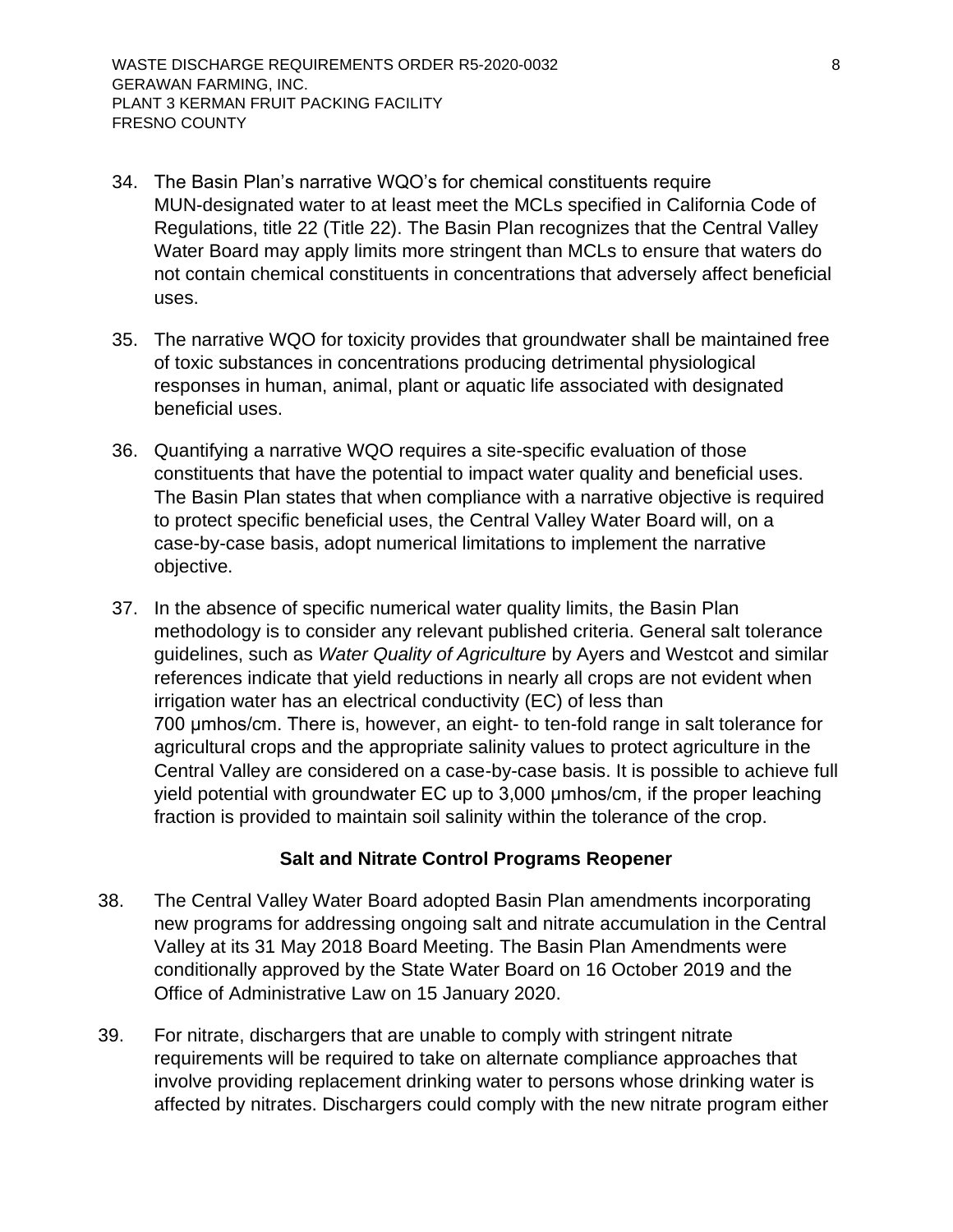34. The Basin Plan's narrative WQO's for chemical constituents require MUN-designated water to at least meet the MCLs specified in California Code of Regulations, title 22 (Title 22). The Basin Plan recognizes that the Central Valley Water Board may apply limits more stringent than MCLs to ensure that waters do not contain chemical constituents in concentrations that adversely affect beneficial uses.

35. The narrative WQO for toxicity provides that groundwater shall be maintained free of toxic substances in concentrations producing detrimental physiological responses in human, animal, plant or aquatic life associated with designated beneficial uses.

36. Quantifying a narrative WQO requires a site-specific evaluation of those constituents that have the potential to impact water quality and beneficial uses. The Basin Plan states that when compliance with a narrative objective is required to protect specific beneficial uses, the Central Valley Water Board will, on a case-by-case basis, adopt numerical limitations to implement the narrative objective.

37. In the absence of specific numerical water quality limits, the Basin Plan methodology is to consider any relevant published criteria. General salt tolerance guidelines, such as *Water Quality of Agriculture* by Ayers and Westcot and similar references indicate that yield reductions in nearly all crops are not evident when irrigation water has an electrical conductivity (EC) of less than 700 µmhos/cm. There is, however, an eight- to ten-fold range in salt tolerance for agricultural crops and the appropriate salinity values to protect agriculture in the Central Valley are considered on a case-by-case basis. It is possible to achieve full yield potential with groundwater EC up to 3,000 µmhos/cm, if the proper leaching fraction is provided to maintain soil salinity within the tolerance of the crop.

**Salt and Nitrate Control Programs Reopener**

38. The Central Valley Water Board adopted Basin Plan amendments incorporating new programs for addressing ongoing salt and nitrate accumulation in the Central Valley at its 31 May 2018 Board Meeting. The Basin Plan Amendments were conditionally approved by the State Water Board on 16 October 2019 and the Office of Administrative Law on 15 January 2020.

39. For nitrate, dischargers that are unable to comply with stringent nitrate requirements will be required to take on alternate compliance approaches that involve providing replacement drinking water to persons whose drinking water is affected by nitrates. Dischargers could comply with the new nitrate program either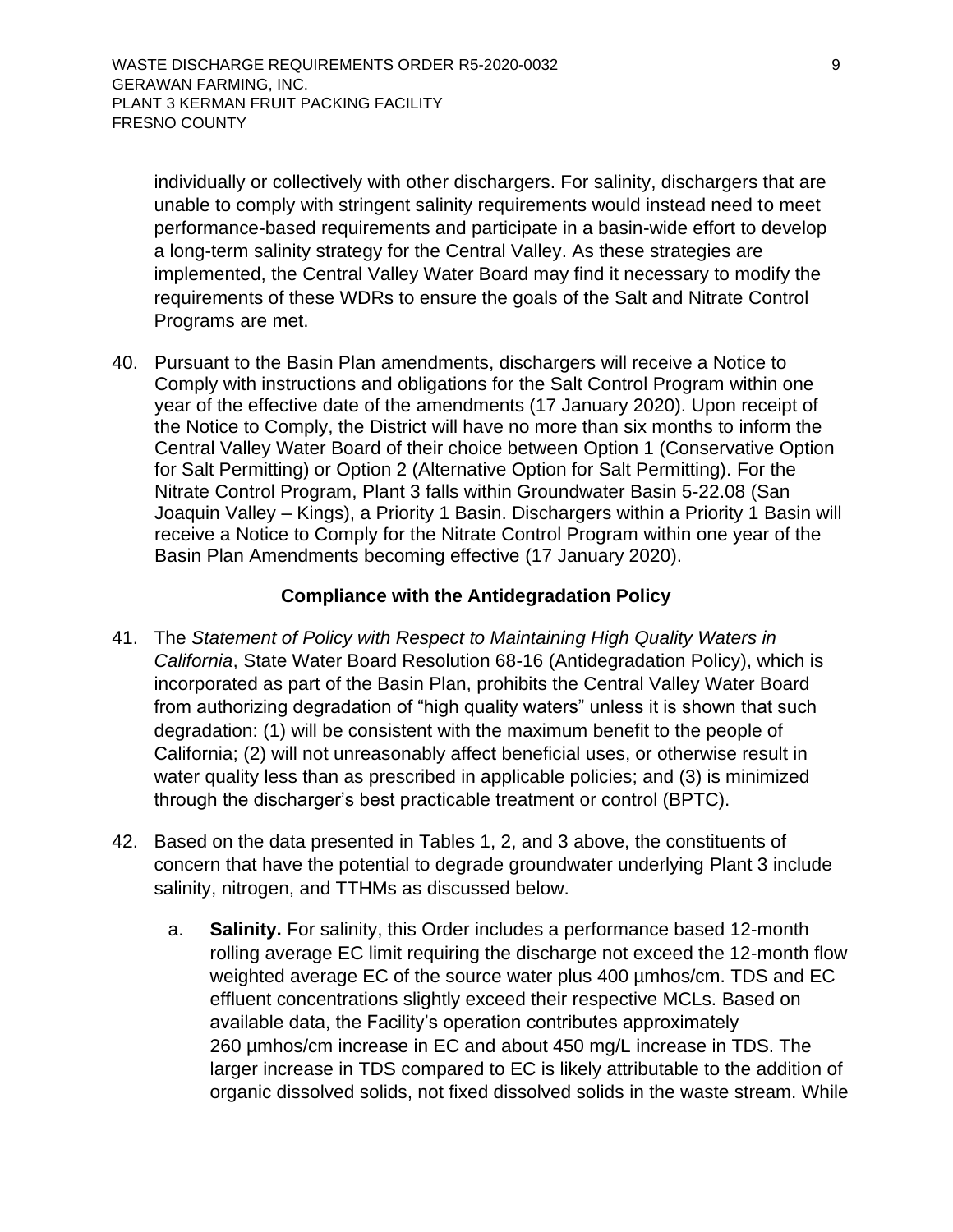individually or collectively with other dischargers. For salinity, dischargers that are unable to comply with stringent salinity requirements would instead need to meet performance-based requirements and participate in a basin-wide effort to develop a long-term salinity strategy for the Central Valley. As these strategies are implemented, the Central Valley Water Board may find it necessary to modify the requirements of these WDRs to ensure the goals of the Salt and Nitrate Control Programs are met.

40. Pursuant to the Basin Plan amendments, dischargers will receive a Notice to Comply with instructions and obligations for the Salt Control Program within one year of the effective date of the amendments (17 January 2020). Upon receipt of the Notice to Comply, the District will have no more than six months to inform the Central Valley Water Board of their choice between Option 1 (Conservative Option for Salt Permitting) or Option 2 (Alternative Option for Salt Permitting). For the Nitrate Control Program, Plant 3 falls within Groundwater Basin 5-22.08 (San Joaquin Valley – Kings), a Priority 1 Basin. Dischargers within a Priority 1 Basin will receive a Notice to Comply for the Nitrate Control Program within one year of the Basin Plan Amendments becoming effective (17 January 2020).

### Compliance with the Antidegradation Policy

41. The *Statement of Policy with Respect to Maintaining High Quality Waters in California*, State Water Board Resolution 68-16 (Antidegradation Policy), which is incorporated as part of the Basin Plan, prohibits the Central Valley Water Board from authorizing degradation of "high quality waters" unless it is shown that such degradation: (1) will be consistent with the maximum benefit to the people of California; (2) will not unreasonably affect beneficial uses, or otherwise result in water quality less than as prescribed in applicable policies; and (3) is minimized through the discharger's best practicable treatment or control (BPTC).

42. Based on the data presented in Tables 1, 2, and 3 above, the constituents of concern that have the potential to degrade groundwater underlying Plant 3 include salinity, nitrogen, and TTHMs as discussed below.

    a. **Salinity.** For salinity, this Order includes a performance based 12-month rolling average EC limit requiring the discharge not exceed the 12-month flow weighted average EC of the source water plus 400 µmhos/cm. TDS and EC effluent concentrations slightly exceed their respective MCLs. Based on available data, the Facility's operation contributes approximately 260 µmhos/cm increase in EC and about 450 mg/L increase in TDS. The larger increase in TDS compared to EC is likely attributable to the addition of organic dissolved solids, not fixed dissolved solids in the waste stream. While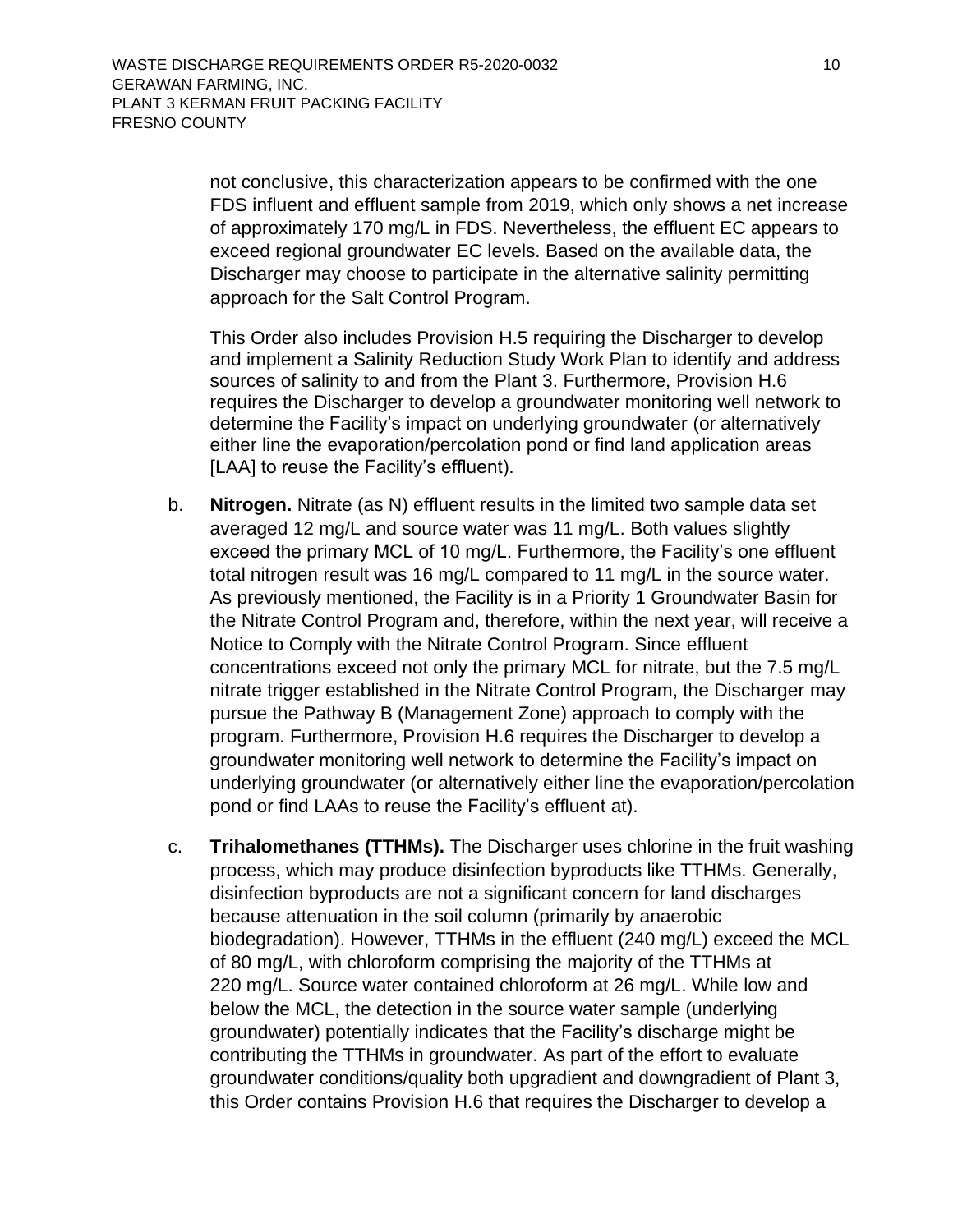not conclusive, this characterization appears to be confirmed with the one FDS influent and effluent sample from 2019, which only shows a net increase of approximately 170 mg/L in FDS. Nevertheless, the effluent EC appears to exceed regional groundwater EC levels. Based on the available data, the Discharger may choose to participate in the alternative salinity permitting approach for the Salt Control Program.

This Order also includes Provision H.5 requiring the Discharger to develop and implement a Salinity Reduction Study Work Plan to identify and address sources of salinity to and from the Plant 3. Furthermore, Provision H.6 requires the Discharger to develop a groundwater monitoring well network to determine the Facility's impact on underlying groundwater (or alternatively either line the evaporation/percolation pond or find land application areas [LAA] to reuse the Facility's effluent).

b. **Nitrogen.** Nitrate (as N) effluent results in the limited two sample data set averaged 12 mg/L and source water was 11 mg/L. Both values slightly exceed the primary MCL of 10 mg/L. Furthermore, the Facility's one effluent total nitrogen result was 16 mg/L compared to 11 mg/L in the source water. As previously mentioned, the Facility is in a Priority 1 Groundwater Basin for the Nitrate Control Program and, therefore, within the next year, will receive a Notice to Comply with the Nitrate Control Program. Since effluent concentrations exceed not only the primary MCL for nitrate, but the 7.5 mg/L nitrate trigger established in the Nitrate Control Program, the Discharger may pursue the Pathway B (Management Zone) approach to comply with the program. Furthermore, Provision H.6 requires the Discharger to develop a groundwater monitoring well network to determine the Facility's impact on underlying groundwater (or alternatively either line the evaporation/percolation pond or find LAAs to reuse the Facility's effluent at).

c. **Trihalomethanes (TTHMs).** The Discharger uses chlorine in the fruit washing process, which may produce disinfection byproducts like TTHMs. Generally, disinfection byproducts are not a significant concern for land discharges because attenuation in the soil column (primarily by anaerobic biodegradation). However, TTHMs in the effluent (240 mg/L) exceed the MCL of 80 mg/L, with chloroform comprising the majority of the TTHMs at 220 mg/L. Source water contained chloroform at 26 mg/L. While low and below the MCL, the detection in the source water sample (underlying groundwater) potentially indicates that the Facility's discharge might be contributing the TTHMs in groundwater. As part of the effort to evaluate groundwater conditions/quality both upgradient and downgradient of Plant 3, this Order contains Provision H.6 that requires the Discharger to develop a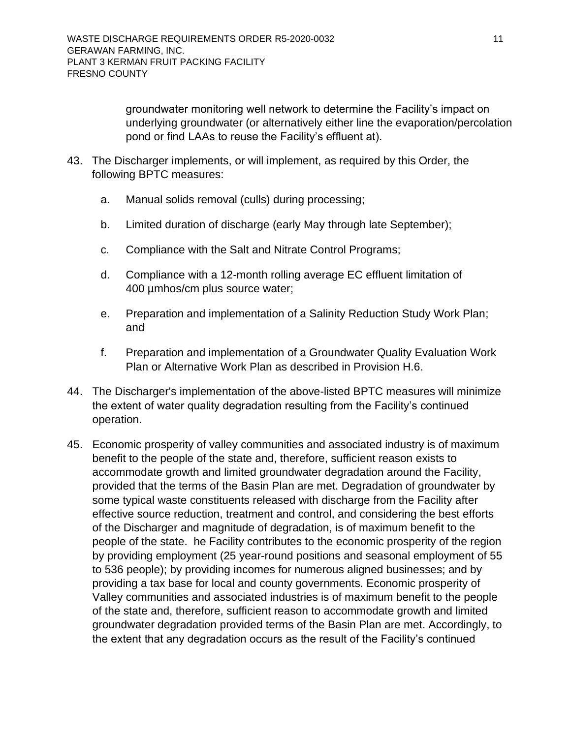groundwater monitoring well network to determine the Facility's impact on underlying groundwater (or alternatively either line the evaporation/percolation pond or find LAAs to reuse the Facility's effluent at).

43. The Discharger implements, or will implement, as required by this Order, the following BPTC measures:

    a. Manual solids removal (culls) during processing;

    b. Limited duration of discharge (early May through late September);

    c. Compliance with the Salt and Nitrate Control Programs;

    d. Compliance with a 12-month rolling average EC effluent limitation of 400 µmhos/cm plus source water;

    e. Preparation and implementation of a Salinity Reduction Study Work Plan; and

    f. Preparation and implementation of a Groundwater Quality Evaluation Work Plan or Alternative Work Plan as described in Provision H.6.

44. The Discharger's implementation of the above-listed BPTC measures will minimize the extent of water quality degradation resulting from the Facility's continued operation.

45. Economic prosperity of valley communities and associated industry is of maximum benefit to the people of the state and, therefore, sufficient reason exists to accommodate growth and limited groundwater degradation around the Facility, provided that the terms of the Basin Plan are met. Degradation of groundwater by some typical waste constituents released with discharge from the Facility after effective source reduction, treatment and control, and considering the best efforts of the Discharger and magnitude of degradation, is of maximum benefit to the people of the state.  he Facility contributes to the economic prosperity of the region by providing employment (25 year-round positions and seasonal employment of 55 to 536 people); by providing incomes for numerous aligned businesses; and by providing a tax base for local and county governments. Economic prosperity of Valley communities and associated industries is of maximum benefit to the people of the state and, therefore, sufficient reason to accommodate growth and limited groundwater degradation provided terms of the Basin Plan are met. Accordingly, to the extent that any degradation occurs as the result of the Facility's continued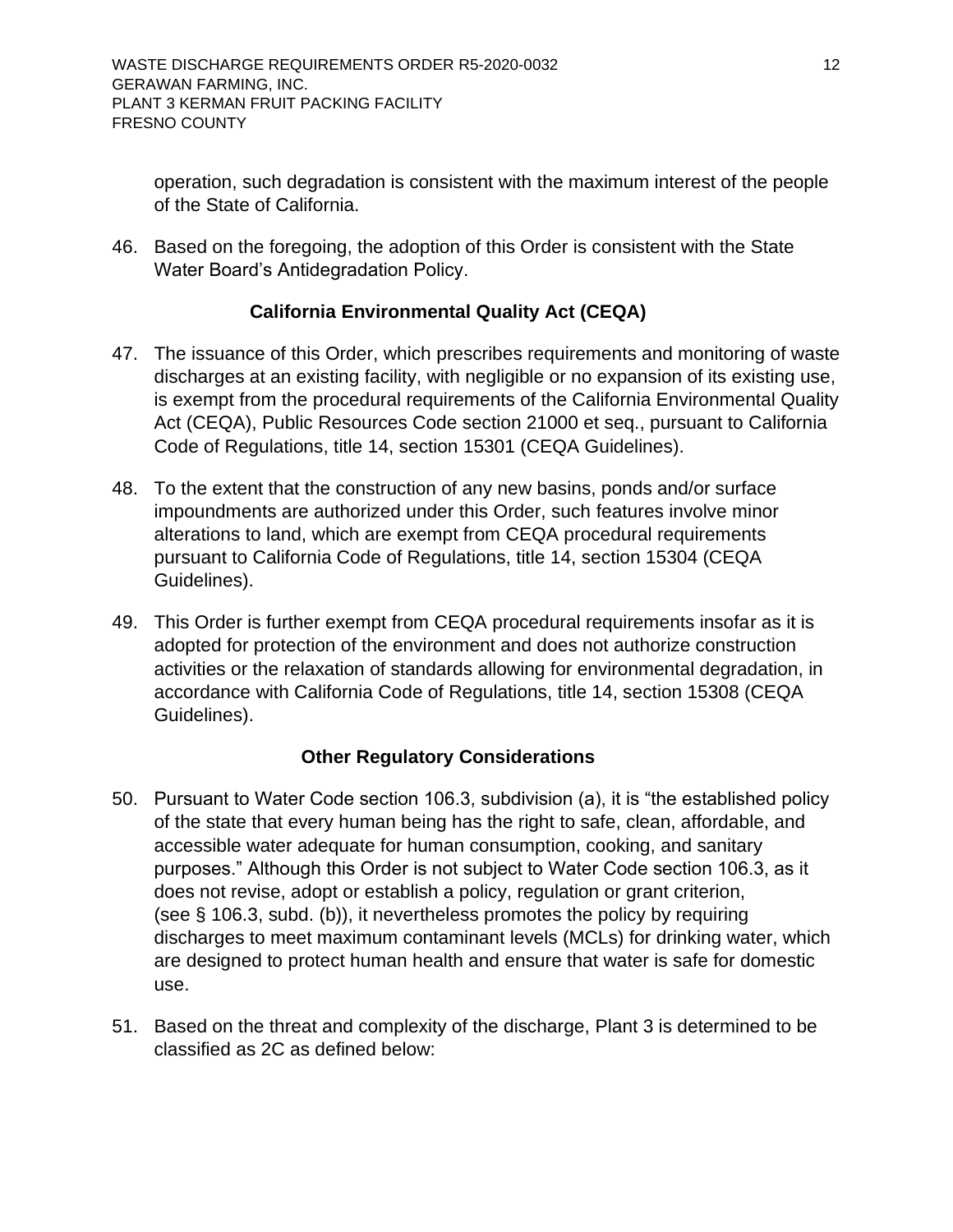operation, such degradation is consistent with the maximum interest of the people of the State of California.

46. Based on the foregoing, the adoption of this Order is consistent with the State Water Board's Antidegradation Policy.

### California Environmental Quality Act (CEQA)

47. The issuance of this Order, which prescribes requirements and monitoring of waste discharges at an existing facility, with negligible or no expansion of its existing use, is exempt from the procedural requirements of the California Environmental Quality Act (CEQA), Public Resources Code section 21000 et seq., pursuant to California Code of Regulations, title 14, section 15301 (CEQA Guidelines).

48. To the extent that the construction of any new basins, ponds and/or surface impoundments are authorized under this Order, such features involve minor alterations to land, which are exempt from CEQA procedural requirements pursuant to California Code of Regulations, title 14, section 15304 (CEQA Guidelines).

49. This Order is further exempt from CEQA procedural requirements insofar as it is adopted for protection of the environment and does not authorize construction activities or the relaxation of standards allowing for environmental degradation, in accordance with California Code of Regulations, title 14, section 15308 (CEQA Guidelines).

### Other Regulatory Considerations

50. Pursuant to Water Code section 106.3, subdivision (a), it is "the established policy of the state that every human being has the right to safe, clean, affordable, and accessible water adequate for human consumption, cooking, and sanitary purposes." Although this Order is not subject to Water Code section 106.3, as it does not revise, adopt or establish a policy, regulation or grant criterion, (see § 106.3, subd. (b)), it nevertheless promotes the policy by requiring discharges to meet maximum contaminant levels (MCLs) for drinking water, which are designed to protect human health and ensure that water is safe for domestic use.

51. Based on the threat and complexity of the discharge, Plant 3 is determined to be classified as 2C as defined below: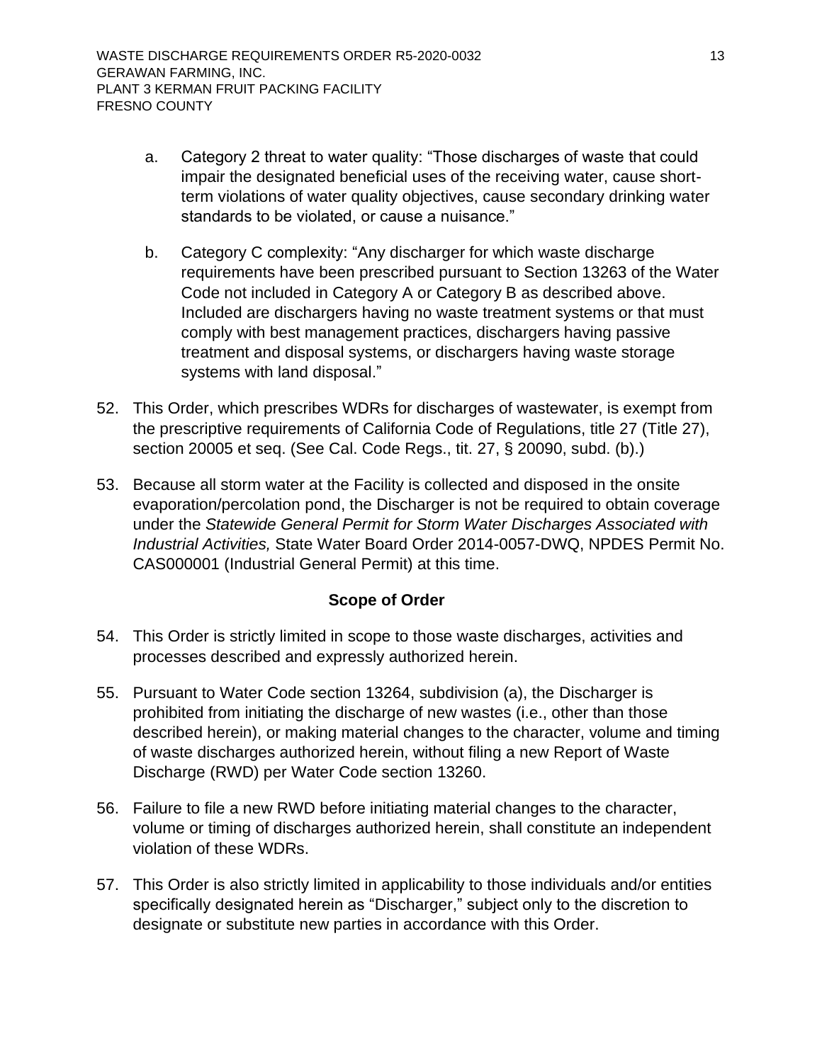a. Category 2 threat to water quality: "Those discharges of waste that could impair the designated beneficial uses of the receiving water, cause short-term violations of water quality objectives, cause secondary drinking water standards to be violated, or cause a nuisance."

b. Category C complexity: "Any discharger for which waste discharge requirements have been prescribed pursuant to Section 13263 of the Water Code not included in Category A or Category B as described above. Included are dischargers having no waste treatment systems or that must comply with best management practices, dischargers having passive treatment and disposal systems, or dischargers having waste storage systems with land disposal."

52. This Order, which prescribes WDRs for discharges of wastewater, is exempt from the prescriptive requirements of California Code of Regulations, title 27 (Title 27), section 20005 et seq. (See Cal. Code Regs., tit. 27, § 20090, subd. (b).)

53. Because all storm water at the Facility is collected and disposed in the onsite evaporation/percolation pond, the Discharger is not be required to obtain coverage under the *Statewide General Permit for Storm Water Discharges Associated with Industrial Activities,* State Water Board Order 2014-0057-DWQ, NPDES Permit No. CAS000001 (Industrial General Permit) at this time.

### Scope of Order

54. This Order is strictly limited in scope to those waste discharges, activities and processes described and expressly authorized herein.

55. Pursuant to Water Code section 13264, subdivision (a), the Discharger is prohibited from initiating the discharge of new wastes (i.e., other than those described herein), or making material changes to the character, volume and timing of waste discharges authorized herein, without filing a new Report of Waste Discharge (RWD) per Water Code section 13260.

56. Failure to file a new RWD before initiating material changes to the character, volume or timing of discharges authorized herein, shall constitute an independent violation of these WDRs.

57. This Order is also strictly limited in applicability to those individuals and/or entities specifically designated herein as "Discharger," subject only to the discretion to designate or substitute new parties in accordance with this Order.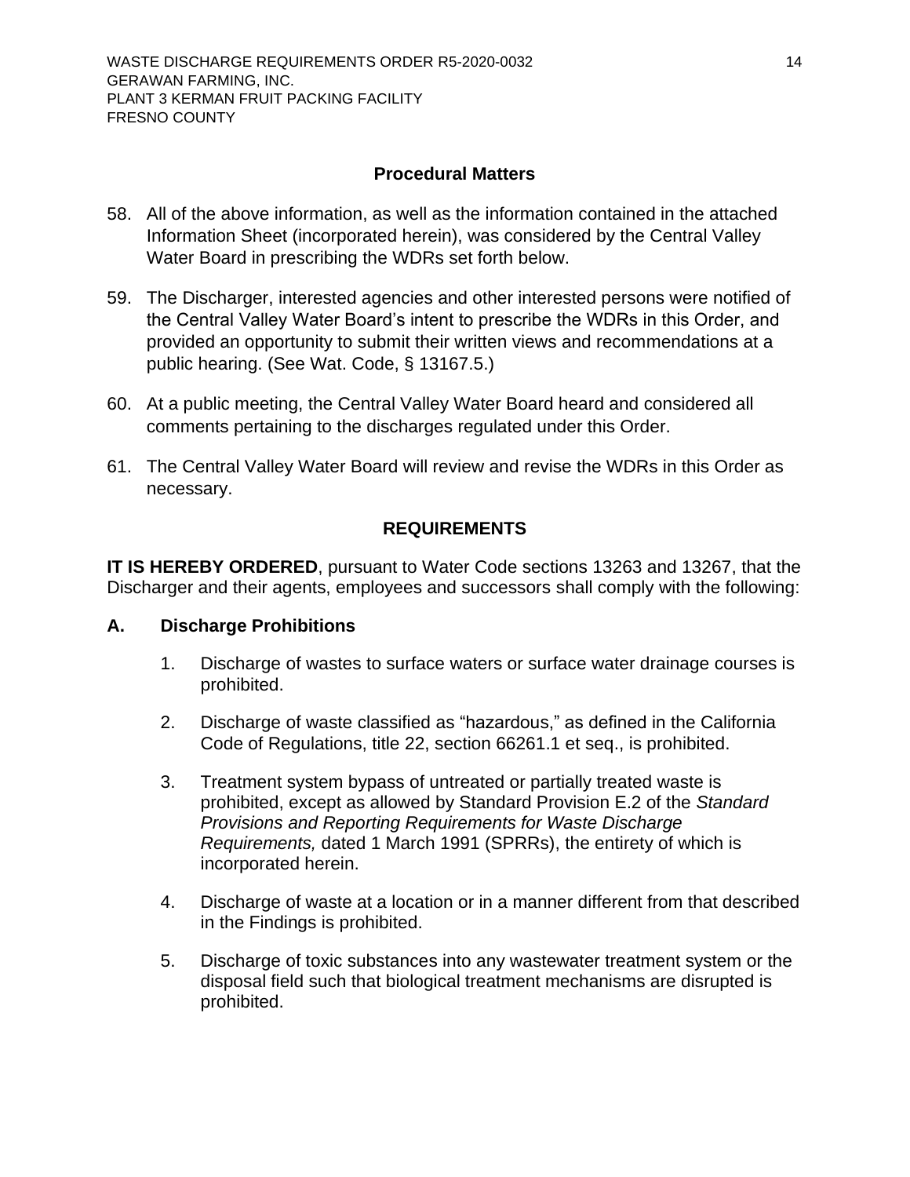## Procedural Matters

58. All of the above information, as well as the information contained in the attached Information Sheet (incorporated herein), was considered by the Central Valley Water Board in prescribing the WDRs set forth below.

59. The Discharger, interested agencies and other interested persons were notified of the Central Valley Water Board's intent to prescribe the WDRs in this Order, and provided an opportunity to submit their written views and recommendations at a public hearing. (See Wat. Code, § 13167.5.)

60. At a public meeting, the Central Valley Water Board heard and considered all comments pertaining to the discharges regulated under this Order.

61. The Central Valley Water Board will review and revise the WDRs in this Order as necessary.

## REQUIREMENTS

**IT IS HEREBY ORDERED**, pursuant to Water Code sections 13263 and 13267, that the Discharger and their agents, employees and successors shall comply with the following:

### A. Discharge Prohibitions

1. Discharge of wastes to surface waters or surface water drainage courses is prohibited.

2. Discharge of waste classified as "hazardous," as defined in the California Code of Regulations, title 22, section 66261.1 et seq., is prohibited.

3. Treatment system bypass of untreated or partially treated waste is prohibited, except as allowed by Standard Provision E.2 of the *Standard Provisions and Reporting Requirements for Waste Discharge Requirements,* dated 1 March 1991 (SPRRs), the entirety of which is incorporated herein.

4. Discharge of waste at a location or in a manner different from that described in the Findings is prohibited.

5. Discharge of toxic substances into any wastewater treatment system or the disposal field such that biological treatment mechanisms are disrupted is prohibited.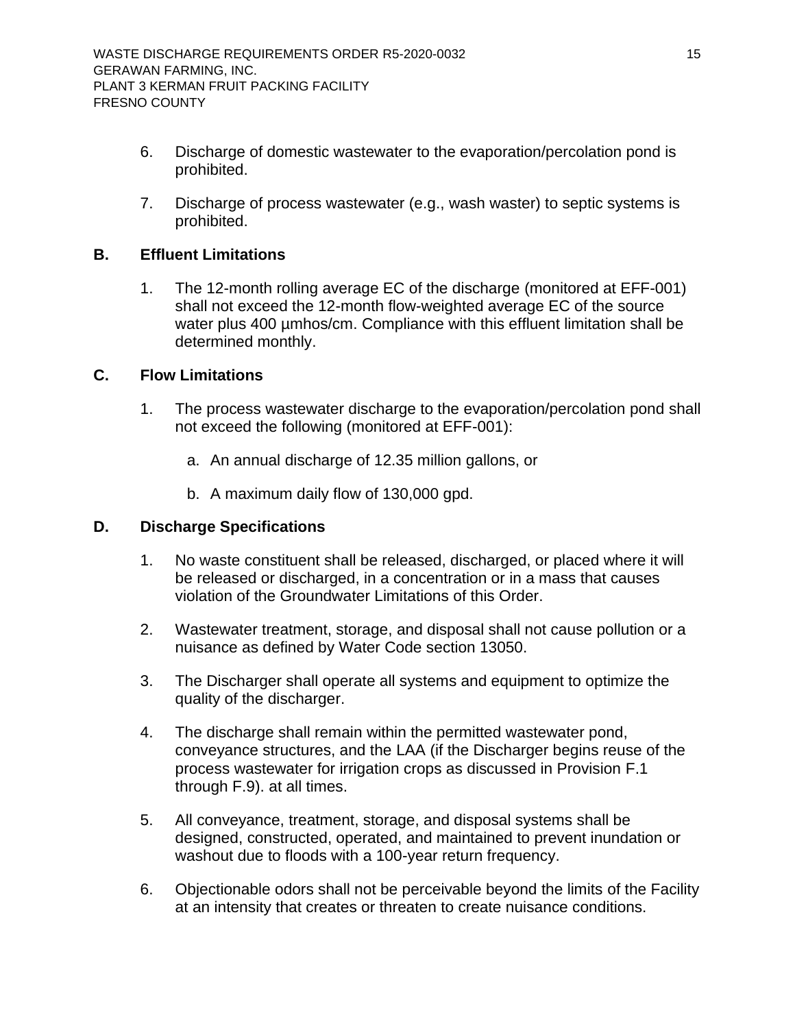6. Discharge of domestic wastewater to the evaporation/percolation pond is prohibited.

7. Discharge of process wastewater (e.g., wash waster) to septic systems is prohibited.

## B. Effluent Limitations

1. The 12-month rolling average EC of the discharge (monitored at EFF-001) shall not exceed the 12-month flow-weighted average EC of the source water plus 400 µmhos/cm. Compliance with this effluent limitation shall be determined monthly.

## C. Flow Limitations

1. The process wastewater discharge to the evaporation/percolation pond shall not exceed the following (monitored at EFF-001):

   a. An annual discharge of 12.35 million gallons, or

   b. A maximum daily flow of 130,000 gpd.

## D. Discharge Specifications

1. No waste constituent shall be released, discharged, or placed where it will be released or discharged, in a concentration or in a mass that causes violation of the Groundwater Limitations of this Order.

2. Wastewater treatment, storage, and disposal shall not cause pollution or a nuisance as defined by Water Code section 13050.

3. The Discharger shall operate all systems and equipment to optimize the quality of the discharger.

4. The discharge shall remain within the permitted wastewater pond, conveyance structures, and the LAA (if the Discharger begins reuse of the process wastewater for irrigation crops as discussed in Provision F.1 through F.9). at all times.

5. All conveyance, treatment, storage, and disposal systems shall be designed, constructed, operated, and maintained to prevent inundation or washout due to floods with a 100-year return frequency.

6. Objectionable odors shall not be perceivable beyond the limits of the Facility at an intensity that creates or threaten to create nuisance conditions.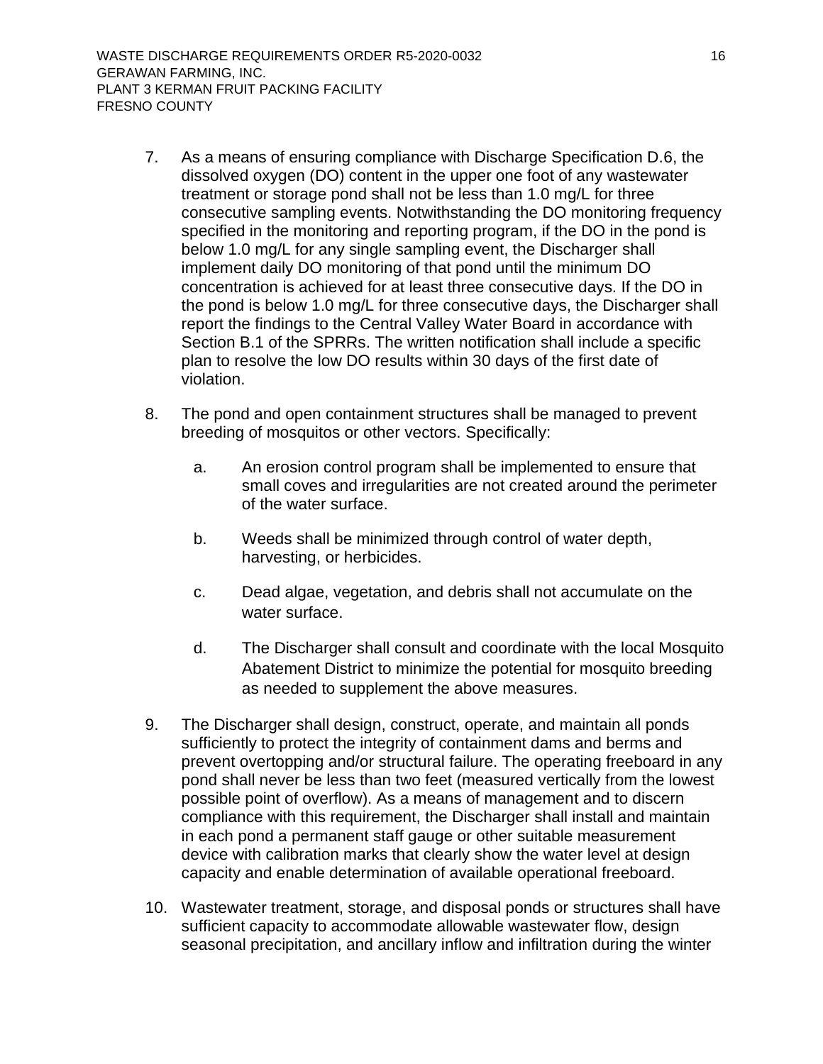7. As a means of ensuring compliance with Discharge Specification D.6, the dissolved oxygen (DO) content in the upper one foot of any wastewater treatment or storage pond shall not be less than 1.0 mg/L for three consecutive sampling events. Notwithstanding the DO monitoring frequency specified in the monitoring and reporting program, if the DO in the pond is below 1.0 mg/L for any single sampling event, the Discharger shall implement daily DO monitoring of that pond until the minimum DO concentration is achieved for at least three consecutive days. If the DO in the pond is below 1.0 mg/L for three consecutive days, the Discharger shall report the findings to the Central Valley Water Board in accordance with Section B.1 of the SPRRs. The written notification shall include a specific plan to resolve the low DO results within 30 days of the first date of violation.

8. The pond and open containment structures shall be managed to prevent breeding of mosquitos or other vectors. Specifically:

   a. An erosion control program shall be implemented to ensure that small coves and irregularities are not created around the perimeter of the water surface.

   b. Weeds shall be minimized through control of water depth, harvesting, or herbicides.

   c. Dead algae, vegetation, and debris shall not accumulate on the water surface.

   d. The Discharger shall consult and coordinate with the local Mosquito Abatement District to minimize the potential for mosquito breeding as needed to supplement the above measures.

9. The Discharger shall design, construct, operate, and maintain all ponds sufficiently to protect the integrity of containment dams and berms and prevent overtopping and/or structural failure. The operating freeboard in any pond shall never be less than two feet (measured vertically from the lowest possible point of overflow). As a means of management and to discern compliance with this requirement, the Discharger shall install and maintain in each pond a permanent staff gauge or other suitable measurement device with calibration marks that clearly show the water level at design capacity and enable determination of available operational freeboard.

10. Wastewater treatment, storage, and disposal ponds or structures shall have sufficient capacity to accommodate allowable wastewater flow, design seasonal precipitation, and ancillary inflow and infiltration during the winter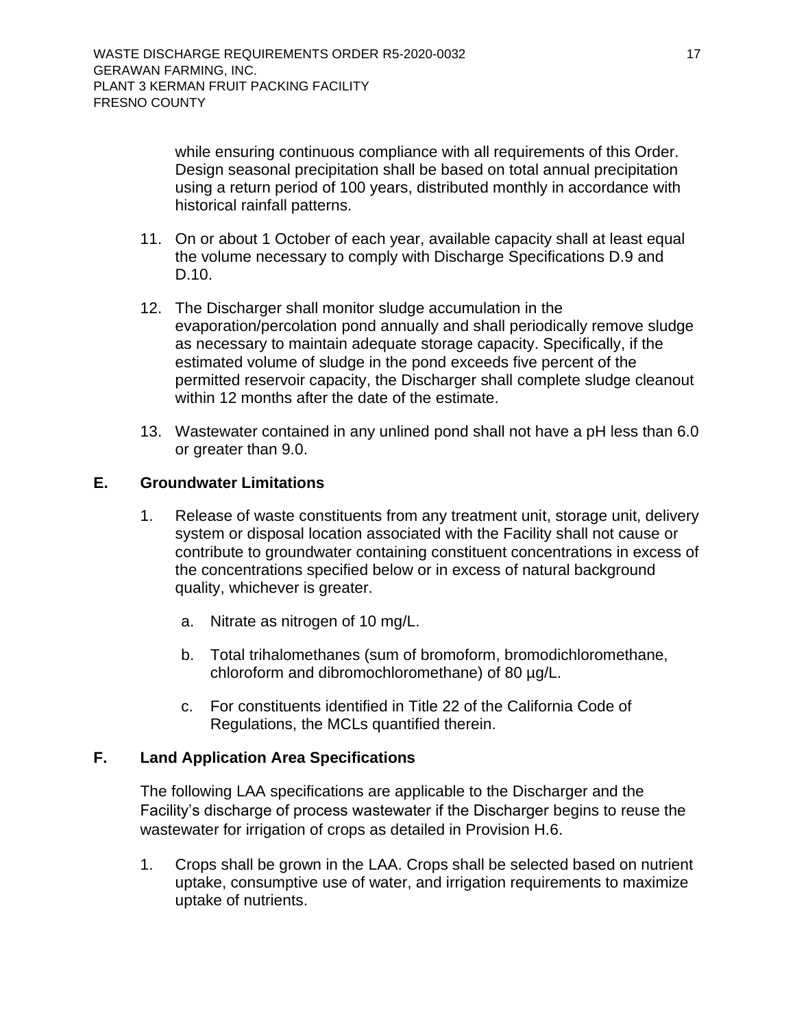while ensuring continuous compliance with all requirements of this Order. Design seasonal precipitation shall be based on total annual precipitation using a return period of 100 years, distributed monthly in accordance with historical rainfall patterns.

11. On or about 1 October of each year, available capacity shall at least equal the volume necessary to comply with Discharge Specifications D.9 and D.10.

12. The Discharger shall monitor sludge accumulation in the evaporation/percolation pond annually and shall periodically remove sludge as necessary to maintain adequate storage capacity. Specifically, if the estimated volume of sludge in the pond exceeds five percent of the permitted reservoir capacity, the Discharger shall complete sludge cleanout within 12 months after the date of the estimate.

13. Wastewater contained in any unlined pond shall not have a pH less than 6.0 or greater than 9.0.

## E. Groundwater Limitations

1. Release of waste constituents from any treatment unit, storage unit, delivery system or disposal location associated with the Facility shall not cause or contribute to groundwater containing constituent concentrations in excess of the concentrations specified below or in excess of natural background quality, whichever is greater.

   a. Nitrate as nitrogen of 10 mg/L.

   b. Total trihalomethanes (sum of bromoform, bromodichloromethane, chloroform and dibromochloromethane) of 80 µg/L.

   c. For constituents identified in Title 22 of the California Code of Regulations, the MCLs quantified therein.

## F. Land Application Area Specifications

The following LAA specifications are applicable to the Discharger and the Facility's discharge of process wastewater if the Discharger begins to reuse the wastewater for irrigation of crops as detailed in Provision H.6.

1. Crops shall be grown in the LAA. Crops shall be selected based on nutrient uptake, consumptive use of water, and irrigation requirements to maximize uptake of nutrients.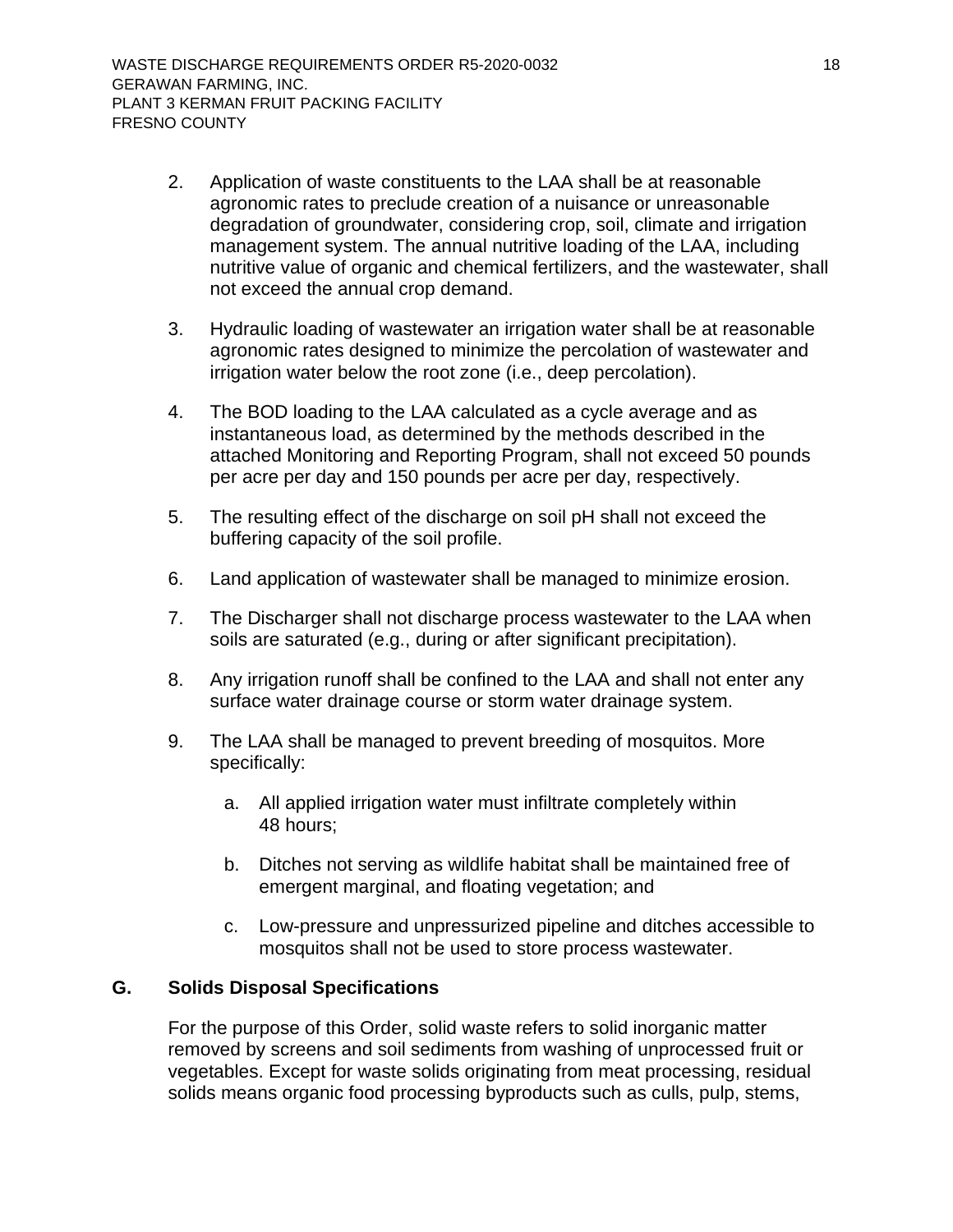2. Application of waste constituents to the LAA shall be at reasonable agronomic rates to preclude creation of a nuisance or unreasonable degradation of groundwater, considering crop, soil, climate and irrigation management system. The annual nutritive loading of the LAA, including nutritive value of organic and chemical fertilizers, and the wastewater, shall not exceed the annual crop demand.

3. Hydraulic loading of wastewater an irrigation water shall be at reasonable agronomic rates designed to minimize the percolation of wastewater and irrigation water below the root zone (i.e., deep percolation).

4. The BOD loading to the LAA calculated as a cycle average and as instantaneous load, as determined by the methods described in the attached Monitoring and Reporting Program, shall not exceed 50 pounds per acre per day and 150 pounds per acre per day, respectively.

5. The resulting effect of the discharge on soil pH shall not exceed the buffering capacity of the soil profile.

6. Land application of wastewater shall be managed to minimize erosion.

7. The Discharger shall not discharge process wastewater to the LAA when soils are saturated (e.g., during or after significant precipitation).

8. Any irrigation runoff shall be confined to the LAA and shall not enter any surface water drainage course or storm water drainage system.

9. The LAA shall be managed to prevent breeding of mosquitos. More specifically:

   a. All applied irrigation water must infiltrate completely within 48 hours;

   b. Ditches not serving as wildlife habitat shall be maintained free of emergent marginal, and floating vegetation; and

   c. Low-pressure and unpressurized pipeline and ditches accessible to mosquitos shall not be used to store process wastewater.

## G. Solids Disposal Specifications

For the purpose of this Order, solid waste refers to solid inorganic matter removed by screens and soil sediments from washing of unprocessed fruit or vegetables. Except for waste solids originating from meat processing, residual solids means organic food processing byproducts such as culls, pulp, stems,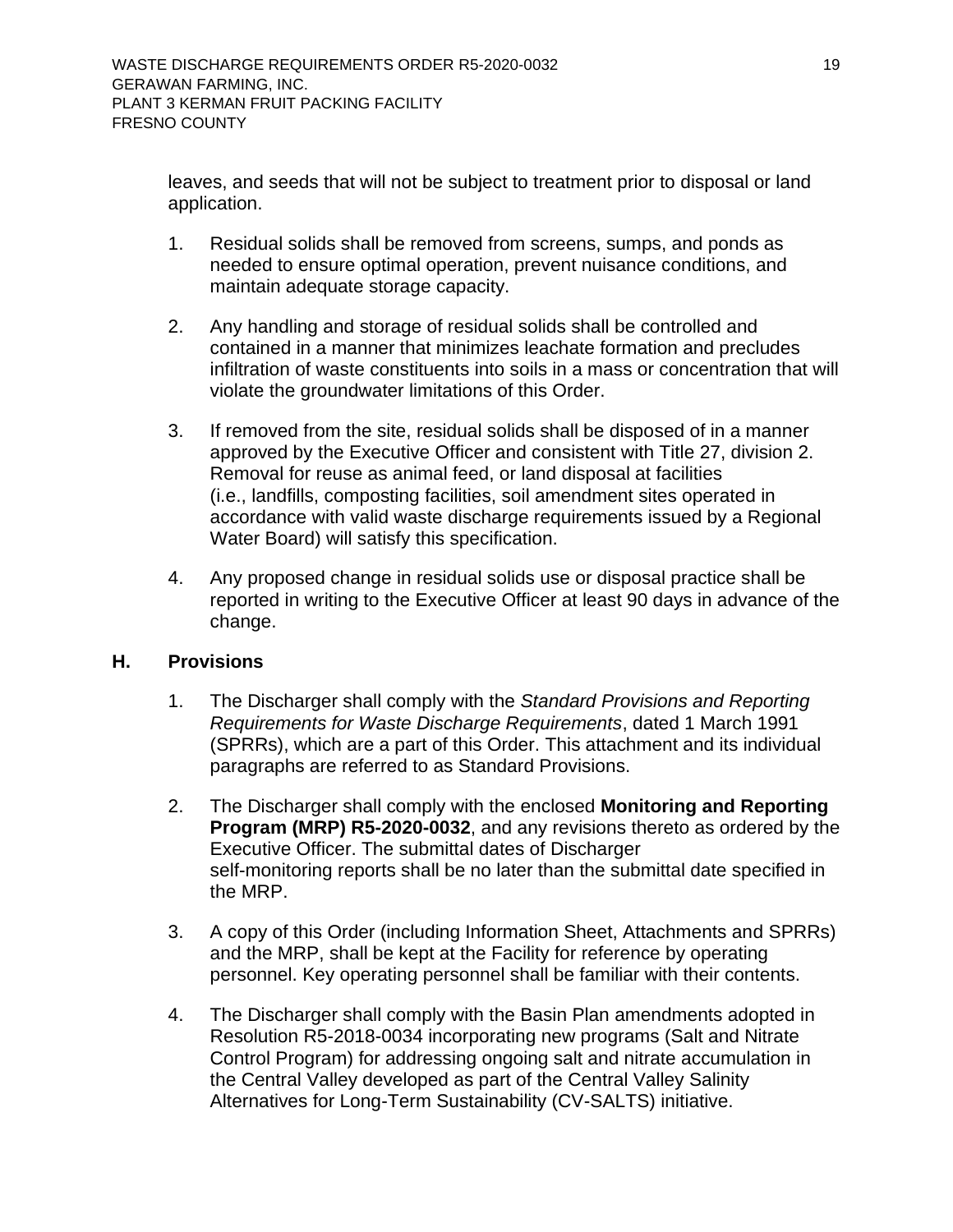leaves, and seeds that will not be subject to treatment prior to disposal or land application.

1. Residual solids shall be removed from screens, sumps, and ponds as needed to ensure optimal operation, prevent nuisance conditions, and maintain adequate storage capacity.

2. Any handling and storage of residual solids shall be controlled and contained in a manner that minimizes leachate formation and precludes infiltration of waste constituents into soils in a mass or concentration that will violate the groundwater limitations of this Order.

3. If removed from the site, residual solids shall be disposed of in a manner approved by the Executive Officer and consistent with Title 27, division 2. Removal for reuse as animal feed, or land disposal at facilities (i.e., landfills, composting facilities, soil amendment sites operated in accordance with valid waste discharge requirements issued by a Regional Water Board) will satisfy this specification.

4. Any proposed change in residual solids use or disposal practice shall be reported in writing to the Executive Officer at least 90 days in advance of the change.

## H. Provisions

1. The Discharger shall comply with the *Standard Provisions and Reporting Requirements for Waste Discharge Requirements*, dated 1 March 1991 (SPRRs), which are a part of this Order. This attachment and its individual paragraphs are referred to as Standard Provisions.

2. The Discharger shall comply with the enclosed **Monitoring and Reporting Program (MRP) R5-2020-0032**, and any revisions thereto as ordered by the Executive Officer. The submittal dates of Discharger self-monitoring reports shall be no later than the submittal date specified in the MRP.

3. A copy of this Order (including Information Sheet, Attachments and SPRRs) and the MRP, shall be kept at the Facility for reference by operating personnel. Key operating personnel shall be familiar with their contents.

4. The Discharger shall comply with the Basin Plan amendments adopted in Resolution R5-2018-0034 incorporating new programs (Salt and Nitrate Control Program) for addressing ongoing salt and nitrate accumulation in the Central Valley developed as part of the Central Valley Salinity Alternatives for Long-Term Sustainability (CV-SALTS) initiative.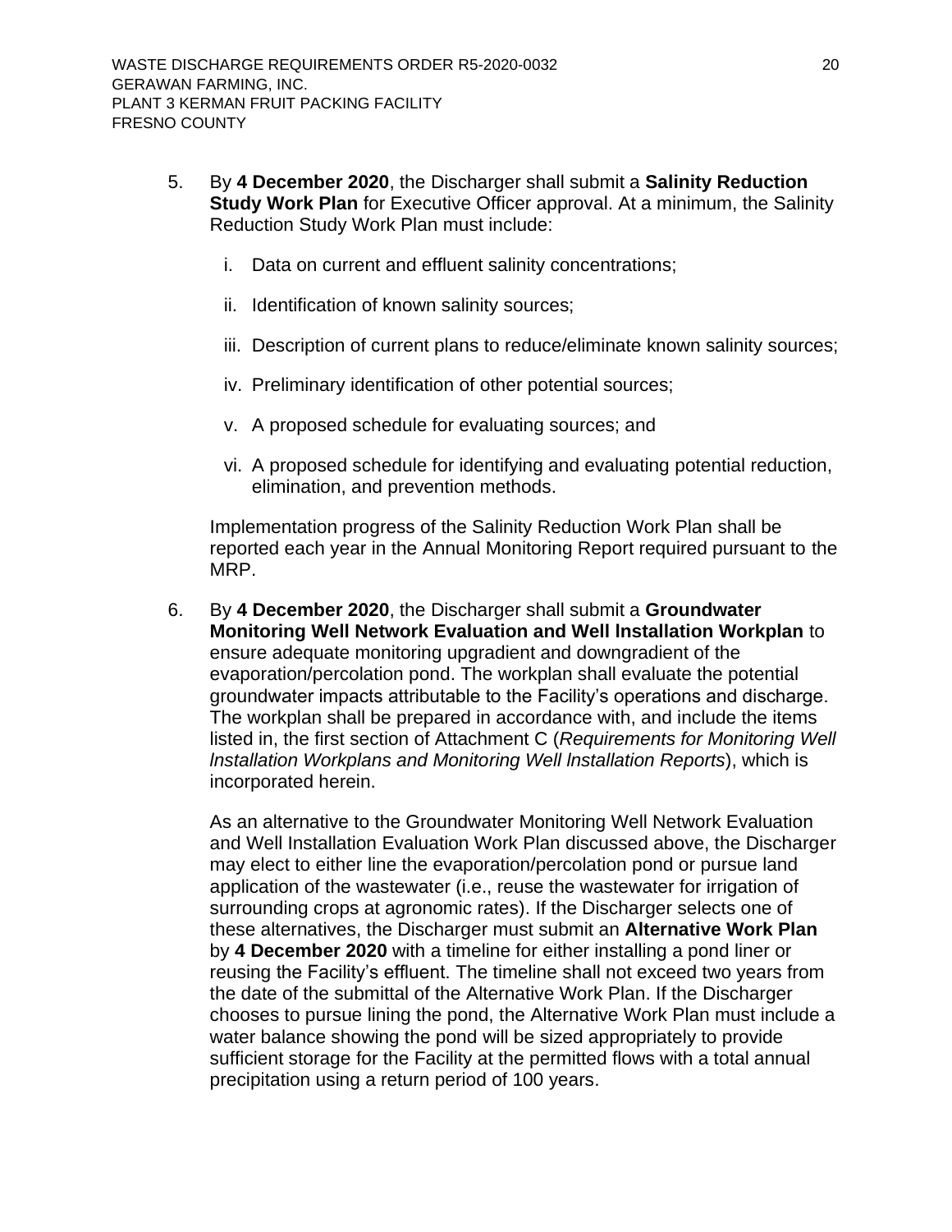5. By **4 December 2020**, the Discharger shall submit a **Salinity Reduction Study Work Plan** for Executive Officer approval. At a minimum, the Salinity Reduction Study Work Plan must include:

   i. Data on current and effluent salinity concentrations;

   ii. Identification of known salinity sources;

   iii. Description of current plans to reduce/eliminate known salinity sources;

   iv. Preliminary identification of other potential sources;

   v. A proposed schedule for evaluating sources; and

   vi. A proposed schedule for identifying and evaluating potential reduction, elimination, and prevention methods.

   Implementation progress of the Salinity Reduction Work Plan shall be reported each year in the Annual Monitoring Report required pursuant to the MRP.

6. By **4 December 2020**, the Discharger shall submit a **Groundwater Monitoring Well Network Evaluation and Well lnstallation Workplan** to ensure adequate monitoring upgradient and downgradient of the evaporation/percolation pond. The workplan shall evaluate the potential groundwater impacts attributable to the Facility's operations and discharge. The workplan shall be prepared in accordance with, and include the items listed in, the first section of Attachment C (*Requirements for Monitoring Well lnstallation Workplans and Monitoring Well lnstallation Reports*), which is incorporated herein.

   As an alternative to the Groundwater Monitoring Well Network Evaluation and Well Installation Evaluation Work Plan discussed above, the Discharger may elect to either line the evaporation/percolation pond or pursue land application of the wastewater (i.e., reuse the wastewater for irrigation of surrounding crops at agronomic rates). If the Discharger selects one of these alternatives, the Discharger must submit an **Alternative Work Plan** by **4 December 2020** with a timeline for either installing a pond liner or reusing the Facility's effluent. The timeline shall not exceed two years from the date of the submittal of the Alternative Work Plan. If the Discharger chooses to pursue lining the pond, the Alternative Work Plan must include a water balance showing the pond will be sized appropriately to provide sufficient storage for the Facility at the permitted flows with a total annual precipitation using a return period of 100 years.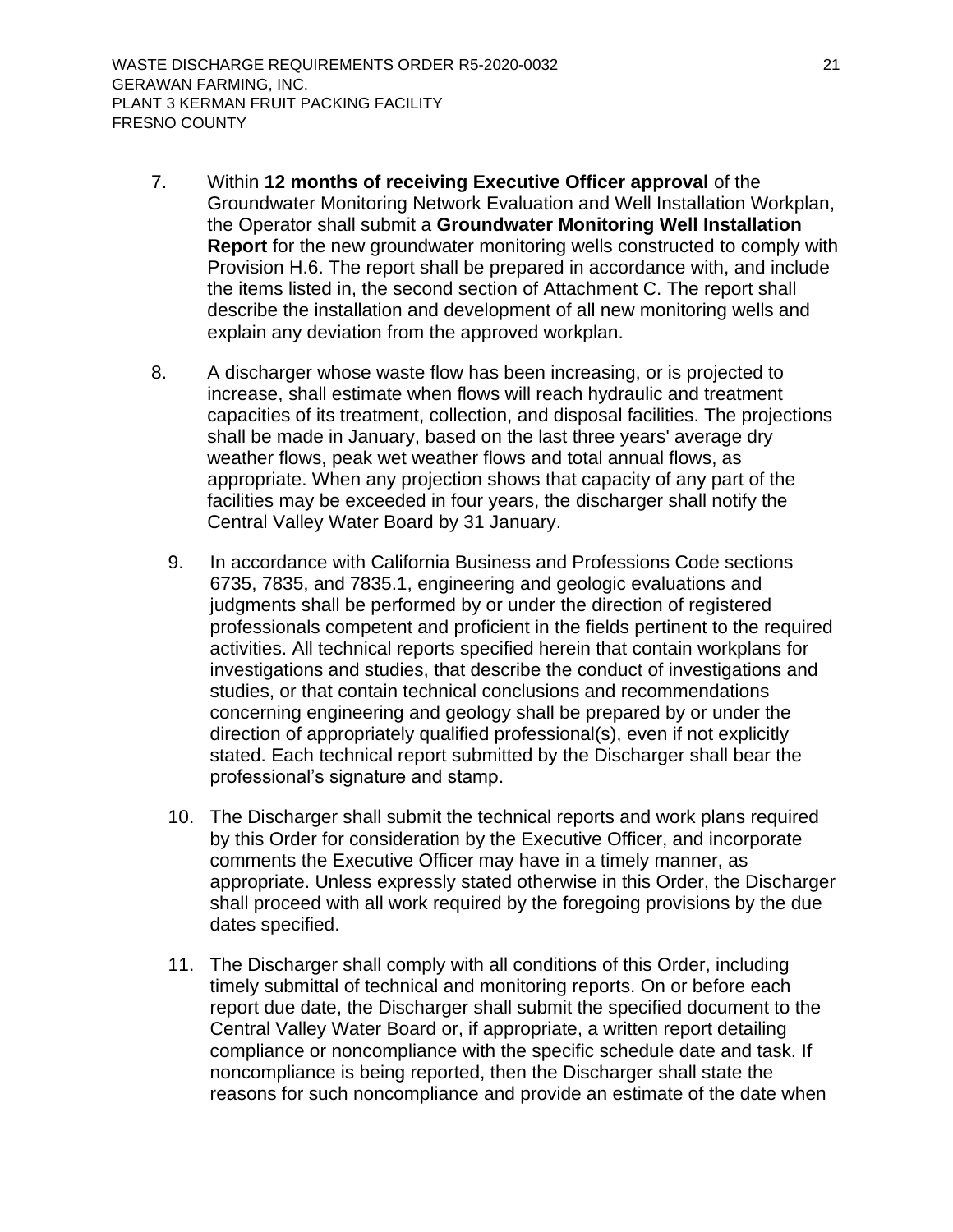7. Within **12 months of receiving Executive Officer approval** of the Groundwater Monitoring Network Evaluation and Well Installation Workplan, the Operator shall submit a **Groundwater Monitoring Well Installation Report** for the new groundwater monitoring wells constructed to comply with Provision H.6. The report shall be prepared in accordance with, and include the items listed in, the second section of Attachment C. The report shall describe the installation and development of all new monitoring wells and explain any deviation from the approved workplan.

8. A discharger whose waste flow has been increasing, or is projected to increase, shall estimate when flows will reach hydraulic and treatment capacities of its treatment, collection, and disposal facilities. The projections shall be made in January, based on the last three years' average dry weather flows, peak wet weather flows and total annual flows, as appropriate. When any projection shows that capacity of any part of the facilities may be exceeded in four years, the discharger shall notify the Central Valley Water Board by 31 January.

9. In accordance with California Business and Professions Code sections 6735, 7835, and 7835.1, engineering and geologic evaluations and judgments shall be performed by or under the direction of registered professionals competent and proficient in the fields pertinent to the required activities. All technical reports specified herein that contain workplans for investigations and studies, that describe the conduct of investigations and studies, or that contain technical conclusions and recommendations concerning engineering and geology shall be prepared by or under the direction of appropriately qualified professional(s), even if not explicitly stated. Each technical report submitted by the Discharger shall bear the professional's signature and stamp.

10. The Discharger shall submit the technical reports and work plans required by this Order for consideration by the Executive Officer, and incorporate comments the Executive Officer may have in a timely manner, as appropriate. Unless expressly stated otherwise in this Order, the Discharger shall proceed with all work required by the foregoing provisions by the due dates specified.

11. The Discharger shall comply with all conditions of this Order, including timely submittal of technical and monitoring reports. On or before each report due date, the Discharger shall submit the specified document to the Central Valley Water Board or, if appropriate, a written report detailing compliance or noncompliance with the specific schedule date and task. If noncompliance is being reported, then the Discharger shall state the reasons for such noncompliance and provide an estimate of the date when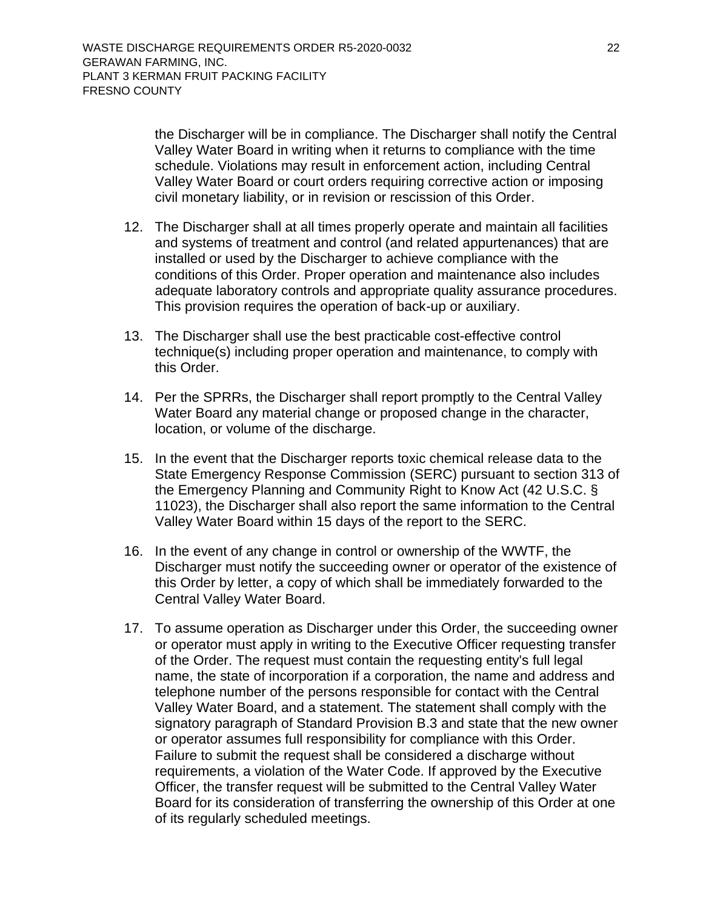the Discharger will be in compliance. The Discharger shall notify the Central Valley Water Board in writing when it returns to compliance with the time schedule. Violations may result in enforcement action, including Central Valley Water Board or court orders requiring corrective action or imposing civil monetary liability, or in revision or rescission of this Order.

12. The Discharger shall at all times properly operate and maintain all facilities and systems of treatment and control (and related appurtenances) that are installed or used by the Discharger to achieve compliance with the conditions of this Order. Proper operation and maintenance also includes adequate laboratory controls and appropriate quality assurance procedures. This provision requires the operation of back-up or auxiliary.

13. The Discharger shall use the best practicable cost-effective control technique(s) including proper operation and maintenance, to comply with this Order.

14. Per the SPRRs, the Discharger shall report promptly to the Central Valley Water Board any material change or proposed change in the character, location, or volume of the discharge.

15. In the event that the Discharger reports toxic chemical release data to the State Emergency Response Commission (SERC) pursuant to section 313 of the Emergency Planning and Community Right to Know Act (42 U.S.C. § 11023), the Discharger shall also report the same information to the Central Valley Water Board within 15 days of the report to the SERC.

16. In the event of any change in control or ownership of the WWTF, the Discharger must notify the succeeding owner or operator of the existence of this Order by letter, a copy of which shall be immediately forwarded to the Central Valley Water Board.

17. To assume operation as Discharger under this Order, the succeeding owner or operator must apply in writing to the Executive Officer requesting transfer of the Order. The request must contain the requesting entity's full legal name, the state of incorporation if a corporation, the name and address and telephone number of the persons responsible for contact with the Central Valley Water Board, and a statement. The statement shall comply with the signatory paragraph of Standard Provision B.3 and state that the new owner or operator assumes full responsibility for compliance with this Order. Failure to submit the request shall be considered a discharge without requirements, a violation of the Water Code. If approved by the Executive Officer, the transfer request will be submitted to the Central Valley Water Board for its consideration of transferring the ownership of this Order at one of its regularly scheduled meetings.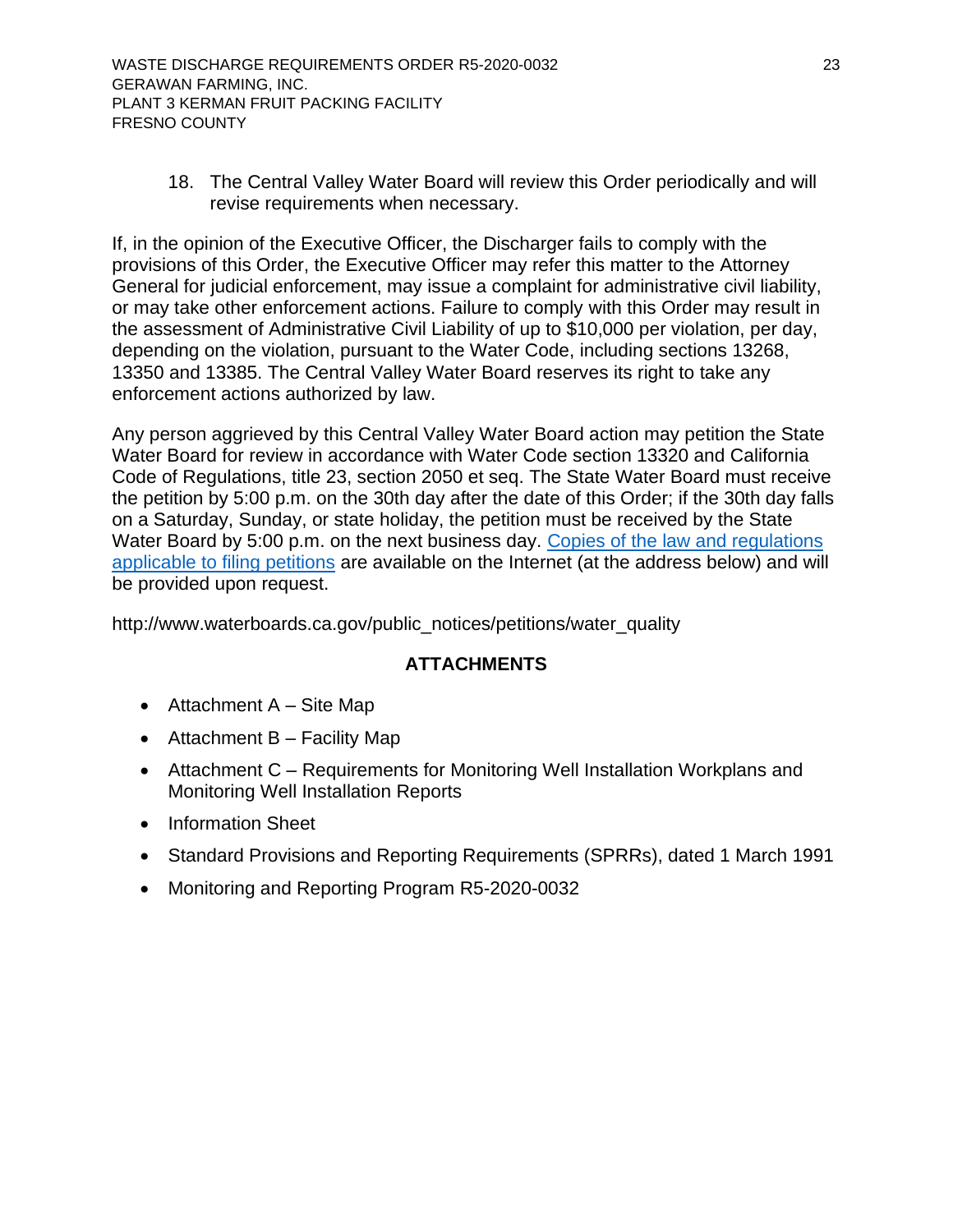18. The Central Valley Water Board will review this Order periodically and will revise requirements when necessary.

If, in the opinion of the Executive Officer, the Discharger fails to comply with the provisions of this Order, the Executive Officer may refer this matter to the Attorney General for judicial enforcement, may issue a complaint for administrative civil liability, or may take other enforcement actions. Failure to comply with this Order may result in the assessment of Administrative Civil Liability of up to $10,000 per violation, per day, depending on the violation, pursuant to the Water Code, including sections 13268, 13350 and 13385. The Central Valley Water Board reserves its right to take any enforcement actions authorized by law.

Any person aggrieved by this Central Valley Water Board action may petition the State Water Board for review in accordance with Water Code section 13320 and California Code of Regulations, title 23, section 2050 et seq. The State Water Board must receive the petition by 5:00 p.m. on the 30th day after the date of this Order; if the 30th day falls on a Saturday, Sunday, or state holiday, the petition must be received by the State Water Board by 5:00 p.m. on the next business day. Copies of the law and regulations applicable to filing petitions are available on the Internet (at the address below) and will be provided upon request.

http://www.waterboards.ca.gov/public_notices/petitions/water_quality

**ATTACHMENTS**

- Attachment A – Site Map
- Attachment B – Facility Map
- Attachment C – Requirements for Monitoring Well Installation Workplans and Monitoring Well Installation Reports
- Information Sheet
- Standard Provisions and Reporting Requirements (SPRRs), dated 1 March 1991
- Monitoring and Reporting Program R5-2020-0032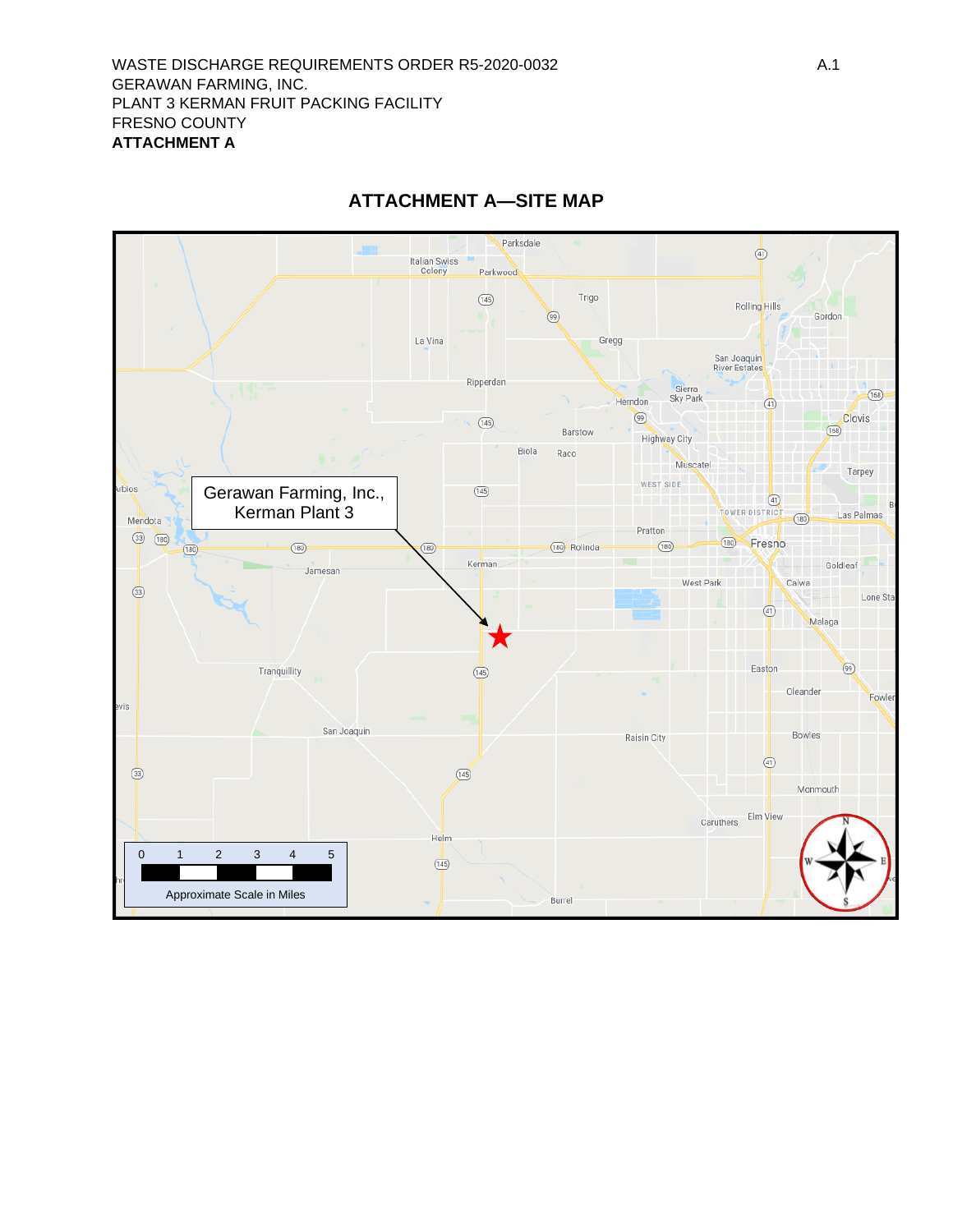# ATTACHMENT A—SITE MAP

Gerawan Farming, Inc., Kerman Plant 3

0 1 2 3 4 5

Approximate Scale in Miles

Parksdale
Italian Swiss Colony
Parkwood
Trigo
Rolling Hills
Gordon
La Vina
Gregg
San Joaquin River Estates
Ripperdan
Sierra Sky Park
Herndon
Clovis
Barstow
Highway City
Biola
Raco
Muscatel
Tarpey
WEST SIDE
Mendota
TOWER DISTRICT
Las Palmas
Pratton
Fresno
Rolinda
Kerman
Goldleaf
Jamesan
West Park
Calwa
Lone Sta
Malaga
Tranquillity
Easton
Oleander
Fowler
San Joaquin
Raisin City
Bowles
Monmouth
Elm View
Caruthers
Helm
Burrel

N
S
E
W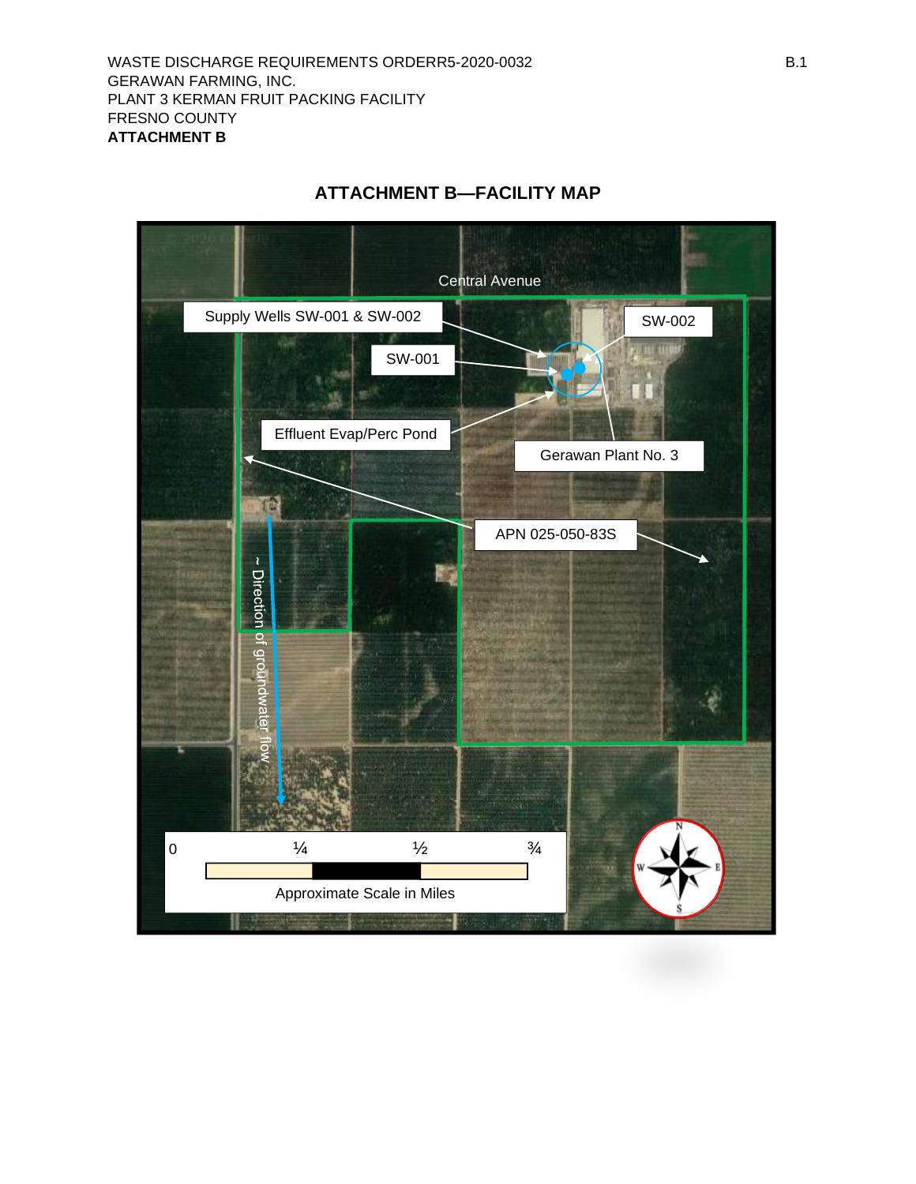# ATTACHMENT B—FACILITY MAP

Central Avenue

Supply Wells SW-001 & SW-002

SW-002

SW-001

Effluent Evap/Perc Pond

Gerawan Plant No. 3

APN 025-050-83S

~ Direction of groundwater flow

0 ¼ ½ ¾

Approximate Scale in Miles

N
W E
S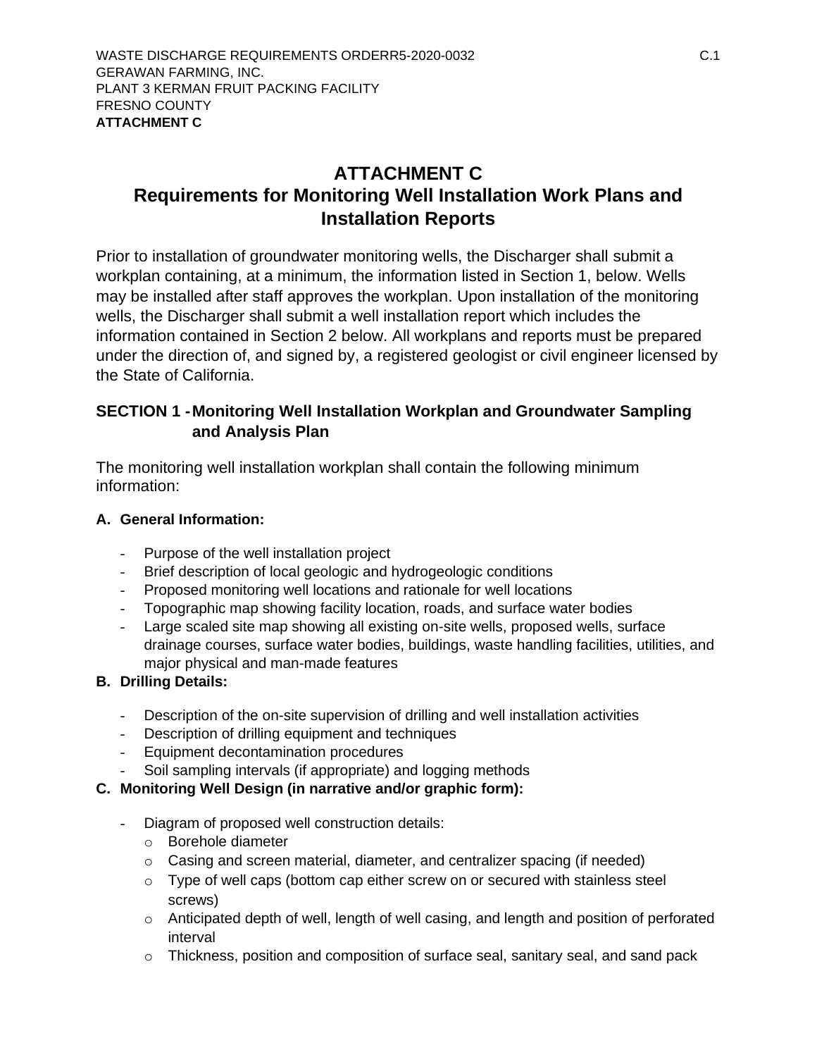# ATTACHMENT C
# Requirements for Monitoring Well Installation Work Plans and Installation Reports

Prior to installation of groundwater monitoring wells, the Discharger shall submit a workplan containing, at a minimum, the information listed in Section 1, below. Wells may be installed after staff approves the workplan. Upon installation of the monitoring wells, the Discharger shall submit a well installation report which includes the information contained in Section 2 below. All workplans and reports must be prepared under the direction of, and signed by, a registered geologist or civil engineer licensed by the State of California.

## SECTION 1 - Monitoring Well Installation Workplan and Groundwater Sampling and Analysis Plan

The monitoring well installation workplan shall contain the following minimum information:

### A. General Information:

- Purpose of the well installation project
- Brief description of local geologic and hydrogeologic conditions
- Proposed monitoring well locations and rationale for well locations
- Topographic map showing facility location, roads, and surface water bodies
- Large scaled site map showing all existing on-site wells, proposed wells, surface drainage courses, surface water bodies, buildings, waste handling facilities, utilities, and major physical and man-made features

### B. Drilling Details:

- Description of the on-site supervision of drilling and well installation activities
- Description of drilling equipment and techniques
- Equipment decontamination procedures
- Soil sampling intervals (if appropriate) and logging methods

### C. Monitoring Well Design (in narrative and/or graphic form):

- Diagram of proposed well construction details:
  - Borehole diameter
  - Casing and screen material, diameter, and centralizer spacing (if needed)
  - Type of well caps (bottom cap either screw on or secured with stainless steel screws)
  - Anticipated depth of well, length of well casing, and length and position of perforated interval
  - Thickness, position and composition of surface seal, sanitary seal, and sand pack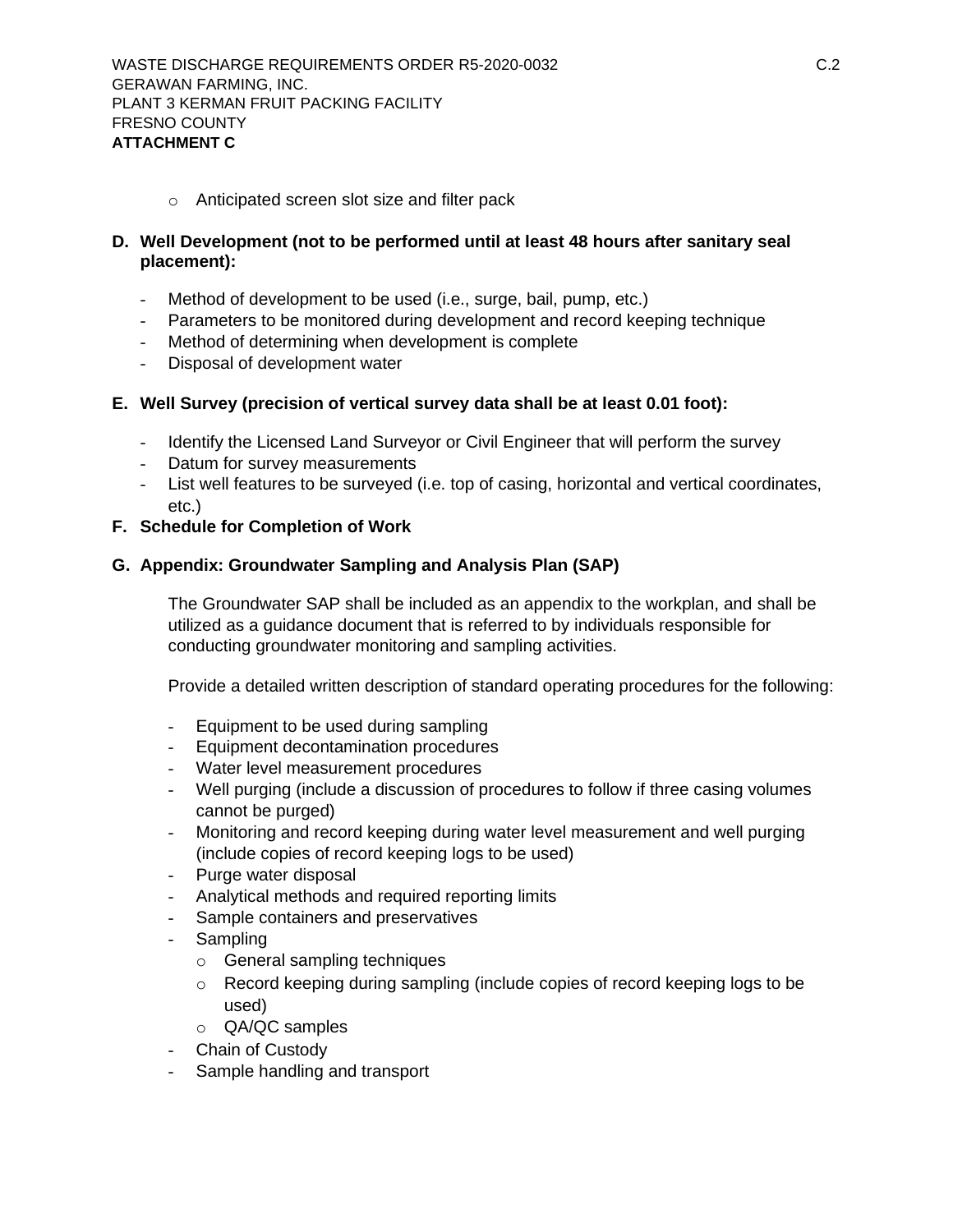- Anticipated screen slot size and filter pack

**D. Well Development (not to be performed until at least 48 hours after sanitary seal placement):**

- Method of development to be used (i.e., surge, bail, pump, etc.)
- Parameters to be monitored during development and record keeping technique
- Method of determining when development is complete
- Disposal of development water

**E. Well Survey (precision of vertical survey data shall be at least 0.01 foot):**

- Identify the Licensed Land Surveyor or Civil Engineer that will perform the survey
- Datum for survey measurements
- List well features to be surveyed (i.e. top of casing, horizontal and vertical coordinates, etc.)

**F. Schedule for Completion of Work**

**G. Appendix: Groundwater Sampling and Analysis Plan (SAP)**

The Groundwater SAP shall be included as an appendix to the workplan, and shall be utilized as a guidance document that is referred to by individuals responsible for conducting groundwater monitoring and sampling activities.

Provide a detailed written description of standard operating procedures for the following:

- Equipment to be used during sampling
- Equipment decontamination procedures
- Water level measurement procedures
- Well purging (include a discussion of procedures to follow if three casing volumes cannot be purged)
- Monitoring and record keeping during water level measurement and well purging (include copies of record keeping logs to be used)
- Purge water disposal
- Analytical methods and required reporting limits
- Sample containers and preservatives
- Sampling
  - General sampling techniques
  - Record keeping during sampling (include copies of record keeping logs to be used)
  - QA/QC samples
- Chain of Custody
- Sample handling and transport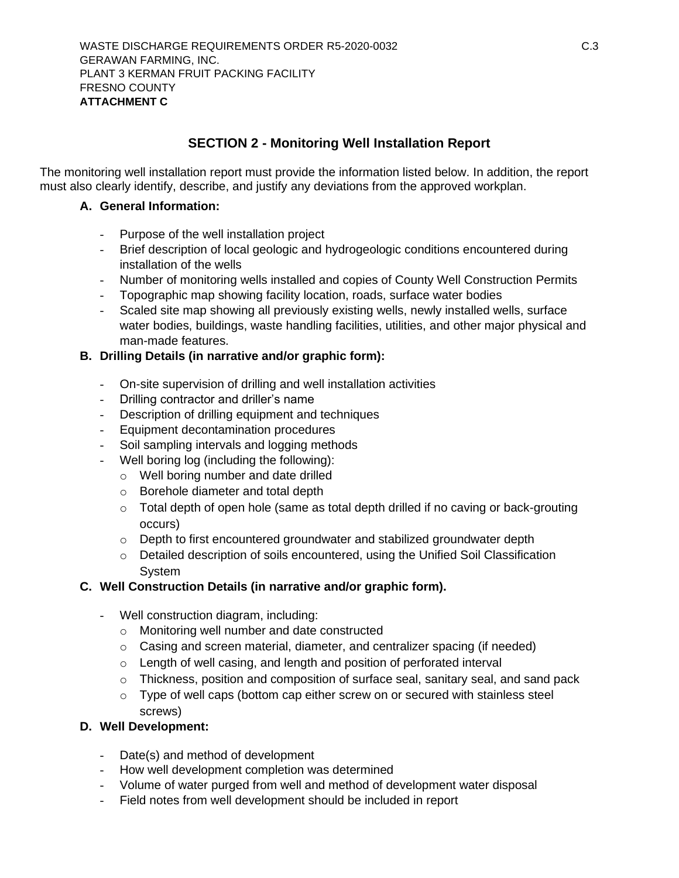## SECTION 2 - Monitoring Well Installation Report

The monitoring well installation report must provide the information listed below. In addition, the report must also clearly identify, describe, and justify any deviations from the approved workplan.

### A. General Information:

- Purpose of the well installation project
- Brief description of local geologic and hydrogeologic conditions encountered during installation of the wells
- Number of monitoring wells installed and copies of County Well Construction Permits
- Topographic map showing facility location, roads, surface water bodies
- Scaled site map showing all previously existing wells, newly installed wells, surface water bodies, buildings, waste handling facilities, utilities, and other major physical and man-made features.

### B. Drilling Details (in narrative and/or graphic form):

- On-site supervision of drilling and well installation activities
- Drilling contractor and driller's name
- Description of drilling equipment and techniques
- Equipment decontamination procedures
- Soil sampling intervals and logging methods
- Well boring log (including the following):
  - Well boring number and date drilled
  - Borehole diameter and total depth
  - Total depth of open hole (same as total depth drilled if no caving or back-grouting occurs)
  - Depth to first encountered groundwater and stabilized groundwater depth
  - Detailed description of soils encountered, using the Unified Soil Classification System

### C. Well Construction Details (in narrative and/or graphic form).

- Well construction diagram, including:
  - Monitoring well number and date constructed
  - Casing and screen material, diameter, and centralizer spacing (if needed)
  - Length of well casing, and length and position of perforated interval
  - Thickness, position and composition of surface seal, sanitary seal, and sand pack
  - Type of well caps (bottom cap either screw on or secured with stainless steel screws)

### D. Well Development:

- Date(s) and method of development
- How well development completion was determined
- Volume of water purged from well and method of development water disposal
- Field notes from well development should be included in report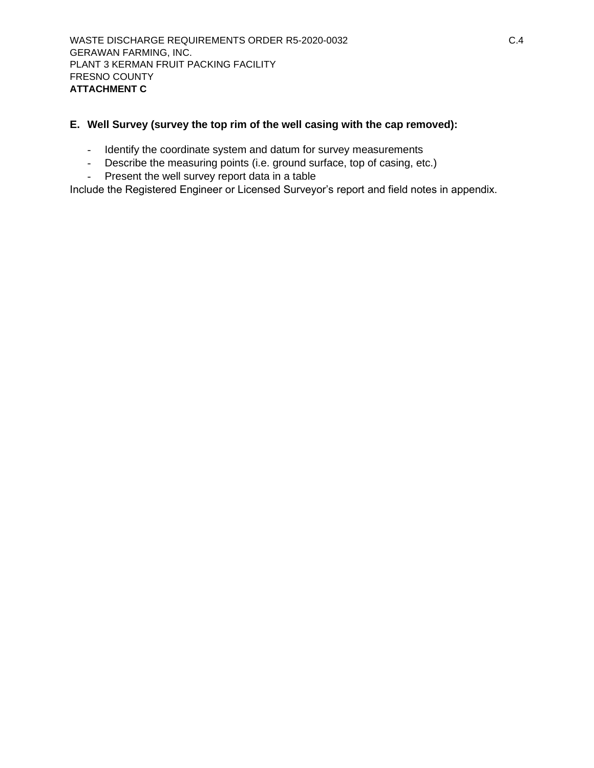**E. Well Survey (survey the top rim of the well casing with the cap removed):**

- Identify the coordinate system and datum for survey measurements
- Describe the measuring points (i.e. ground surface, top of casing, etc.)
- Present the well survey report data in a table

Include the Registered Engineer or Licensed Surveyor's report and field notes in appendix.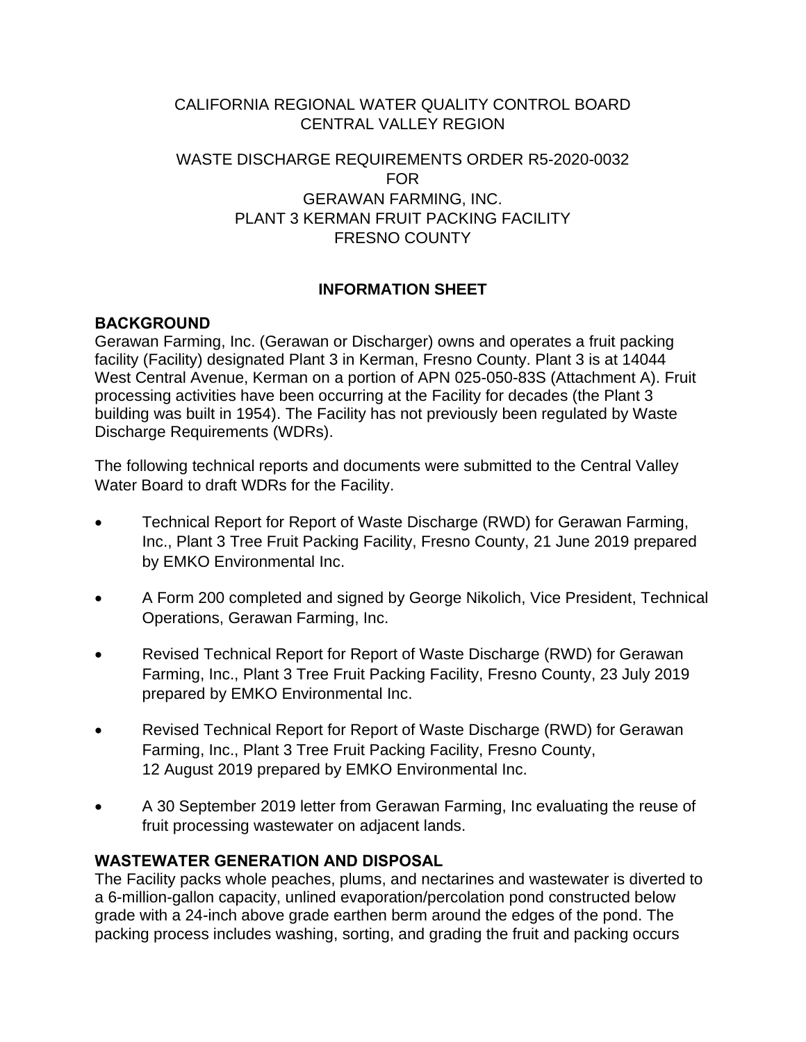CALIFORNIA REGIONAL WATER QUALITY CONTROL BOARD
CENTRAL VALLEY REGION

WASTE DISCHARGE REQUIREMENTS ORDER R5-2020-0032
FOR
GERAWAN FARMING, INC.
PLANT 3 KERMAN FRUIT PACKING FACILITY
FRESNO COUNTY

## INFORMATION SHEET

### BACKGROUND

Gerawan Farming, Inc. (Gerawan or Discharger) owns and operates a fruit packing facility (Facility) designated Plant 3 in Kerman, Fresno County. Plant 3 is at 14044 West Central Avenue, Kerman on a portion of APN 025-050-83S (Attachment A). Fruit processing activities have been occurring at the Facility for decades (the Plant 3 building was built in 1954). The Facility has not previously been regulated by Waste Discharge Requirements (WDRs).

The following technical reports and documents were submitted to the Central Valley Water Board to draft WDRs for the Facility.

- Technical Report for Report of Waste Discharge (RWD) for Gerawan Farming, Inc., Plant 3 Tree Fruit Packing Facility, Fresno County, 21 June 2019 prepared by EMKO Environmental Inc.
- A Form 200 completed and signed by George Nikolich, Vice President, Technical Operations, Gerawan Farming, Inc.
- Revised Technical Report for Report of Waste Discharge (RWD) for Gerawan Farming, Inc., Plant 3 Tree Fruit Packing Facility, Fresno County, 23 July 2019 prepared by EMKO Environmental Inc.
- Revised Technical Report for Report of Waste Discharge (RWD) for Gerawan Farming, Inc., Plant 3 Tree Fruit Packing Facility, Fresno County, 12 August 2019 prepared by EMKO Environmental Inc.
- A 30 September 2019 letter from Gerawan Farming, Inc evaluating the reuse of fruit processing wastewater on adjacent lands.

### WASTEWATER GENERATION AND DISPOSAL

The Facility packs whole peaches, plums, and nectarines and wastewater is diverted to a 6-million-gallon capacity, unlined evaporation/percolation pond constructed below grade with a 24-inch above grade earthen berm around the edges of the pond. The packing process includes washing, sorting, and grading the fruit and packing occurs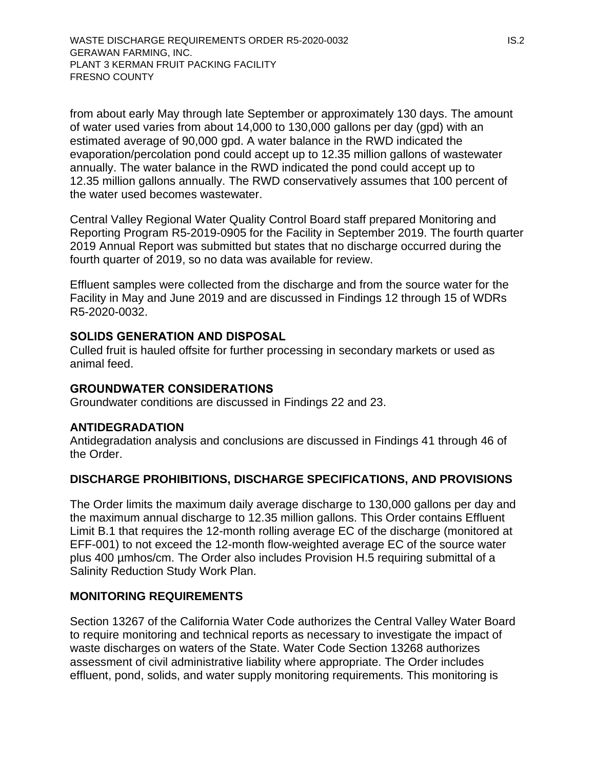from about early May through late September or approximately 130 days. The amount of water used varies from about 14,000 to 130,000 gallons per day (gpd) with an estimated average of 90,000 gpd. A water balance in the RWD indicated the evaporation/percolation pond could accept up to 12.35 million gallons of wastewater annually. The water balance in the RWD indicated the pond could accept up to 12.35 million gallons annually. The RWD conservatively assumes that 100 percent of the water used becomes wastewater.

Central Valley Regional Water Quality Control Board staff prepared Monitoring and Reporting Program R5-2019-0905 for the Facility in September 2019. The fourth quarter 2019 Annual Report was submitted but states that no discharge occurred during the fourth quarter of 2019, so no data was available for review.

Effluent samples were collected from the discharge and from the source water for the Facility in May and June 2019 and are discussed in Findings 12 through 15 of WDRs R5-2020-0032.

## SOLIDS GENERATION AND DISPOSAL

Culled fruit is hauled offsite for further processing in secondary markets or used as animal feed.

## GROUNDWATER CONSIDERATIONS

Groundwater conditions are discussed in Findings 22 and 23.

## ANTIDEGRADATION

Antidegradation analysis and conclusions are discussed in Findings 41 through 46 of the Order.

## DISCHARGE PROHIBITIONS, DISCHARGE SPECIFICATIONS, AND PROVISIONS

The Order limits the maximum daily average discharge to 130,000 gallons per day and the maximum annual discharge to 12.35 million gallons. This Order contains Effluent Limit B.1 that requires the 12-month rolling average EC of the discharge (monitored at EFF-001) to not exceed the 12-month flow-weighted average EC of the source water plus 400 µmhos/cm. The Order also includes Provision H.5 requiring submittal of a Salinity Reduction Study Work Plan.

## MONITORING REQUIREMENTS

Section 13267 of the California Water Code authorizes the Central Valley Water Board to require monitoring and technical reports as necessary to investigate the impact of waste discharges on waters of the State. Water Code Section 13268 authorizes assessment of civil administrative liability where appropriate. The Order includes effluent, pond, solids, and water supply monitoring requirements. This monitoring is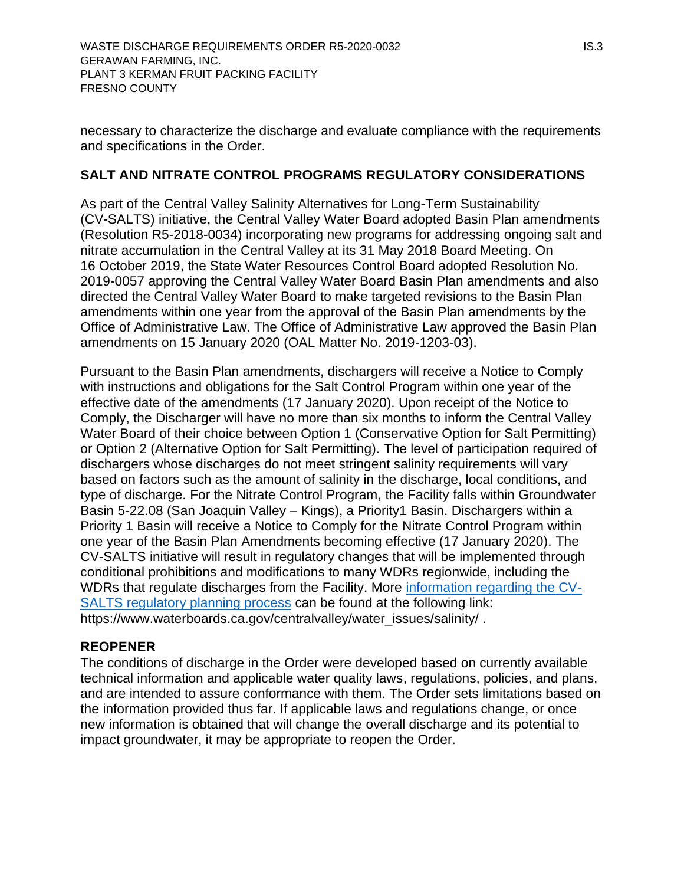necessary to characterize the discharge and evaluate compliance with the requirements and specifications in the Order.

## SALT AND NITRATE CONTROL PROGRAMS REGULATORY CONSIDERATIONS

As part of the Central Valley Salinity Alternatives for Long-Term Sustainability (CV-SALTS) initiative, the Central Valley Water Board adopted Basin Plan amendments (Resolution R5-2018-0034) incorporating new programs for addressing ongoing salt and nitrate accumulation in the Central Valley at its 31 May 2018 Board Meeting. On 16 October 2019, the State Water Resources Control Board adopted Resolution No. 2019-0057 approving the Central Valley Water Board Basin Plan amendments and also directed the Central Valley Water Board to make targeted revisions to the Basin Plan amendments within one year from the approval of the Basin Plan amendments by the Office of Administrative Law. The Office of Administrative Law approved the Basin Plan amendments on 15 January 2020 (OAL Matter No. 2019-1203-03).

Pursuant to the Basin Plan amendments, dischargers will receive a Notice to Comply with instructions and obligations for the Salt Control Program within one year of the effective date of the amendments (17 January 2020). Upon receipt of the Notice to Comply, the Discharger will have no more than six months to inform the Central Valley Water Board of their choice between Option 1 (Conservative Option for Salt Permitting) or Option 2 (Alternative Option for Salt Permitting). The level of participation required of dischargers whose discharges do not meet stringent salinity requirements will vary based on factors such as the amount of salinity in the discharge, local conditions, and type of discharge. For the Nitrate Control Program, the Facility falls within Groundwater Basin 5-22.08 (San Joaquin Valley – Kings), a Priority1 Basin. Dischargers within a Priority 1 Basin will receive a Notice to Comply for the Nitrate Control Program within one year of the Basin Plan Amendments becoming effective (17 January 2020). The CV-SALTS initiative will result in regulatory changes that will be implemented through conditional prohibitions and modifications to many WDRs regionwide, including the WDRs that regulate discharges from the Facility. More [information regarding the CV-SALTS regulatory planning process](https://www.waterboards.ca.gov/centralvalley/water_issues/salinity/) can be found at the following link: https://www.waterboards.ca.gov/centralvalley/water_issues/salinity/ .

## REOPENER

The conditions of discharge in the Order were developed based on currently available technical information and applicable water quality laws, regulations, policies, and plans, and are intended to assure conformance with them. The Order sets limitations based on the information provided thus far. If applicable laws and regulations change, or once new information is obtained that will change the overall discharge and its potential to impact groundwater, it may be appropriate to reopen the Order.